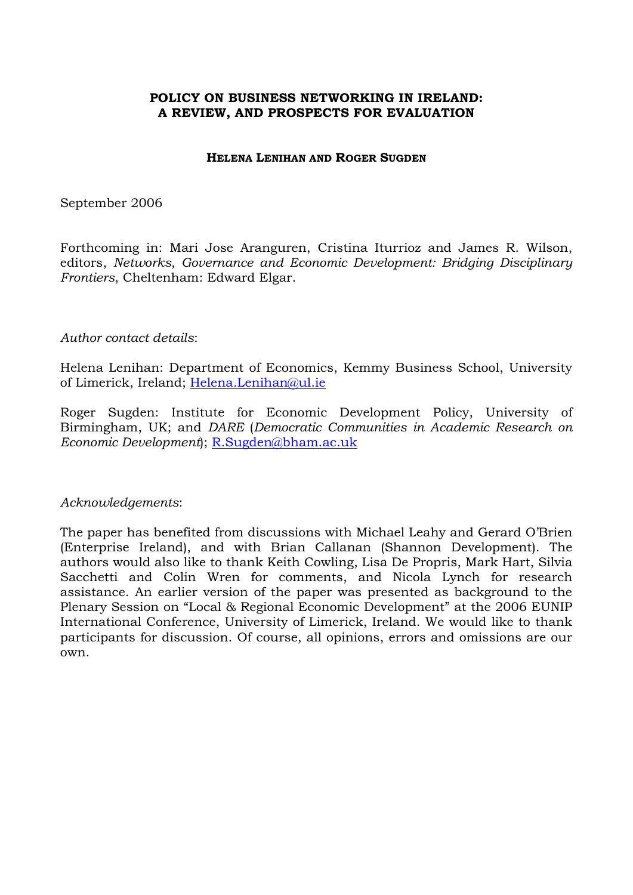# POLICY ON BUSINESS NETWORKING IN IRELAND: A REVIEW, AND PROSPECTS FOR EVALUATION

**HELENA LENIHAN AND ROGER SUGDEN**

September 2006

Forthcoming in: Mari Jose Aranguren, Cristina Iturrioz and James R. Wilson, editors, *Networks, Governance and Economic Development: Bridging Disciplinary Frontiers*, Cheltenham: Edward Elgar.

*Author contact details*:

Helena Lenihan: Department of Economics, Kemmy Business School, University of Limerick, Ireland; Helena.Lenihan@ul.ie

Roger Sugden: Institute for Economic Development Policy, University of Birmingham, UK; and *DARE* (*Democratic Communities in Academic Research on Economic Development*); R.Sugden@bham.ac.uk

*Acknowledgements*:

The paper has benefited from discussions with Michael Leahy and Gerard O'Brien (Enterprise Ireland), and with Brian Callanan (Shannon Development). The authors would also like to thank Keith Cowling, Lisa De Propris, Mark Hart, Silvia Sacchetti and Colin Wren for comments, and Nicola Lynch for research assistance. An earlier version of the paper was presented as background to the Plenary Session on "Local & Regional Economic Development" at the 2006 EUNIP International Conference, University of Limerick, Ireland. We would like to thank participants for discussion. Of course, all opinions, errors and omissions are our own.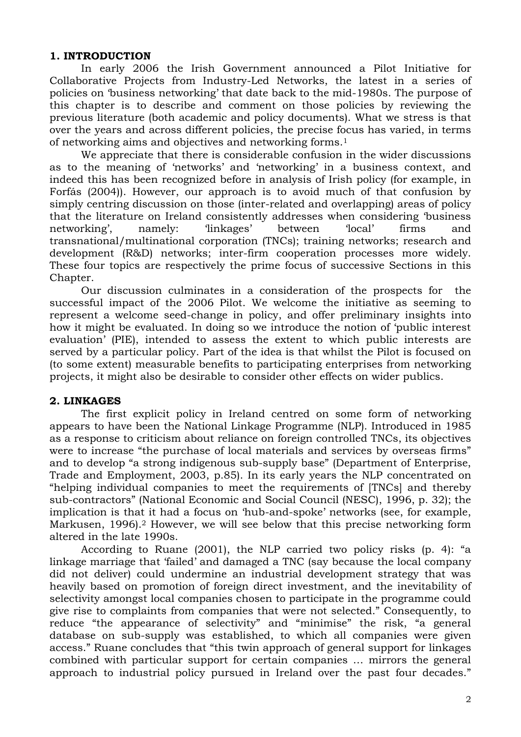## 1. INTRODUCTION

In early 2006 the Irish Government announced a Pilot Initiative for Collaborative Projects from Industry-Led Networks, the latest in a series of policies on 'business networking' that date back to the mid-1980s. The purpose of this chapter is to describe and comment on those policies by reviewing the previous literature (both academic and policy documents). What we stress is that over the years and across different policies, the precise focus has varied, in terms of networking aims and objectives and networking forms.[1]

We appreciate that there is considerable confusion in the wider discussions as to the meaning of 'networks' and 'networking' in a business context, and indeed this has been recognized before in analysis of Irish policy (for example, in Forfás (2004)). However, our approach is to avoid much of that confusion by simply centring discussion on those (inter-related and overlapping) areas of policy that the literature on Ireland consistently addresses when considering 'business networking', namely: 'linkages' between 'local' firms and transnational/multinational corporation (TNCs); training networks; research and development (R&D) networks; inter-firm cooperation processes more widely. These four topics are respectively the prime focus of successive Sections in this Chapter.

Our discussion culminates in a consideration of the prospects for the successful impact of the 2006 Pilot. We welcome the initiative as seeming to represent a welcome seed-change in policy, and offer preliminary insights into how it might be evaluated. In doing so we introduce the notion of 'public interest evaluation' (PIE), intended to assess the extent to which public interests are served by a particular policy. Part of the idea is that whilst the Pilot is focused on (to some extent) measurable benefits to participating enterprises from networking projects, it might also be desirable to consider other effects on wider publics.

## 2. LINKAGES

The first explicit policy in Ireland centred on some form of networking appears to have been the National Linkage Programme (NLP). Introduced in 1985 as a response to criticism about reliance on foreign controlled TNCs, its objectives were to increase "the purchase of local materials and services by overseas firms" and to develop "a strong indigenous sub-supply base" (Department of Enterprise, Trade and Employment, 2003, p.85). In its early years the NLP concentrated on "helping individual companies to meet the requirements of [TNCs] and thereby sub-contractors" (National Economic and Social Council (NESC), 1996, p. 32); the implication is that it had a focus on 'hub-and-spoke' networks (see, for example, Markusen, 1996).[2] However, we will see below that this precise networking form altered in the late 1990s.

According to Ruane (2001), the NLP carried two policy risks (p. 4): "a linkage marriage that 'failed' and damaged a TNC (say because the local company did not deliver) could undermine an industrial development strategy that was heavily based on promotion of foreign direct investment, and the inevitability of selectivity amongst local companies chosen to participate in the programme could give rise to complaints from companies that were not selected." Consequently, to reduce "the appearance of selectivity" and "minimise" the risk, "a general database on sub-supply was established, to which all companies were given access." Ruane concludes that "this twin approach of general support for linkages combined with particular support for certain companies … mirrors the general approach to industrial policy pursued in Ireland over the past four decades."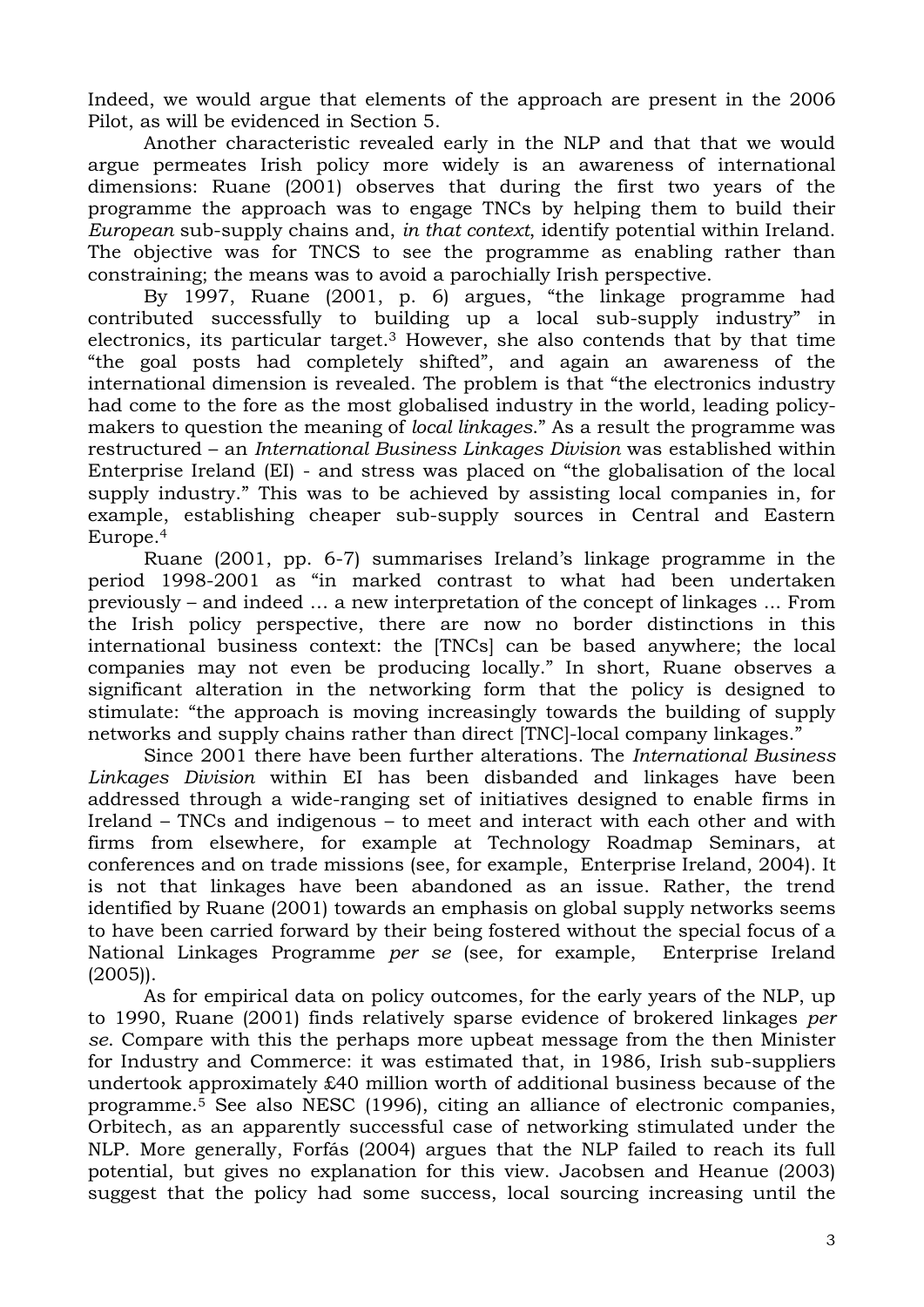Indeed, we would argue that elements of the approach are present in the 2006 Pilot, as will be evidenced in Section 5.

Another characteristic revealed early in the NLP and that that we would argue permeates Irish policy more widely is an awareness of international dimensions: Ruane (2001) observes that during the first two years of the programme the approach was to engage TNCs by helping them to build their *European* sub-supply chains and, *in that context*, identify potential within Ireland. The objective was for TNCS to see the programme as enabling rather than constraining; the means was to avoid a parochially Irish perspective.

By 1997, Ruane (2001, p. 6) argues, "the linkage programme had contributed successfully to building up a local sub-supply industry" in electronics, its particular target.[3] However, she also contends that by that time "the goal posts had completely shifted", and again an awareness of the international dimension is revealed. The problem is that "the electronics industry had come to the fore as the most globalised industry in the world, leading policy-makers to question the meaning of *local linkages*." As a result the programme was restructured – an *International Business Linkages Division* was established within Enterprise Ireland (EI) - and stress was placed on "the globalisation of the local supply industry." This was to be achieved by assisting local companies in, for example, establishing cheaper sub-supply sources in Central and Eastern Europe.[4]

Ruane (2001, pp. 6-7) summarises Ireland's linkage programme in the period 1998-2001 as "in marked contrast to what had been undertaken previously – and indeed … a new interpretation of the concept of linkages ... From the Irish policy perspective, there are now no border distinctions in this international business context: the [TNCs] can be based anywhere; the local companies may not even be producing locally." In short, Ruane observes a significant alteration in the networking form that the policy is designed to stimulate: "the approach is moving increasingly towards the building of supply networks and supply chains rather than direct [TNC]-local company linkages."

Since 2001 there have been further alterations. The *International Business Linkages Division* within EI has been disbanded and linkages have been addressed through a wide-ranging set of initiatives designed to enable firms in Ireland – TNCs and indigenous – to meet and interact with each other and with firms from elsewhere, for example at Technology Roadmap Seminars, at conferences and on trade missions (see, for example, Enterprise Ireland, 2004). It is not that linkages have been abandoned as an issue. Rather, the trend identified by Ruane (2001) towards an emphasis on global supply networks seems to have been carried forward by their being fostered without the special focus of a National Linkages Programme *per se* (see, for example, Enterprise Ireland (2005)).

As for empirical data on policy outcomes, for the early years of the NLP, up to 1990, Ruane (2001) finds relatively sparse evidence of brokered linkages *per se*. Compare with this the perhaps more upbeat message from the then Minister for Industry and Commerce: it was estimated that, in 1986, Irish sub-suppliers undertook approximately ₤40 million worth of additional business because of the programme.[5] See also NESC (1996), citing an alliance of electronic companies, Orbitech, as an apparently successful case of networking stimulated under the NLP. More generally, Forfás (2004) argues that the NLP failed to reach its full potential, but gives no explanation for this view. Jacobsen and Heanue (2003) suggest that the policy had some success, local sourcing increasing until the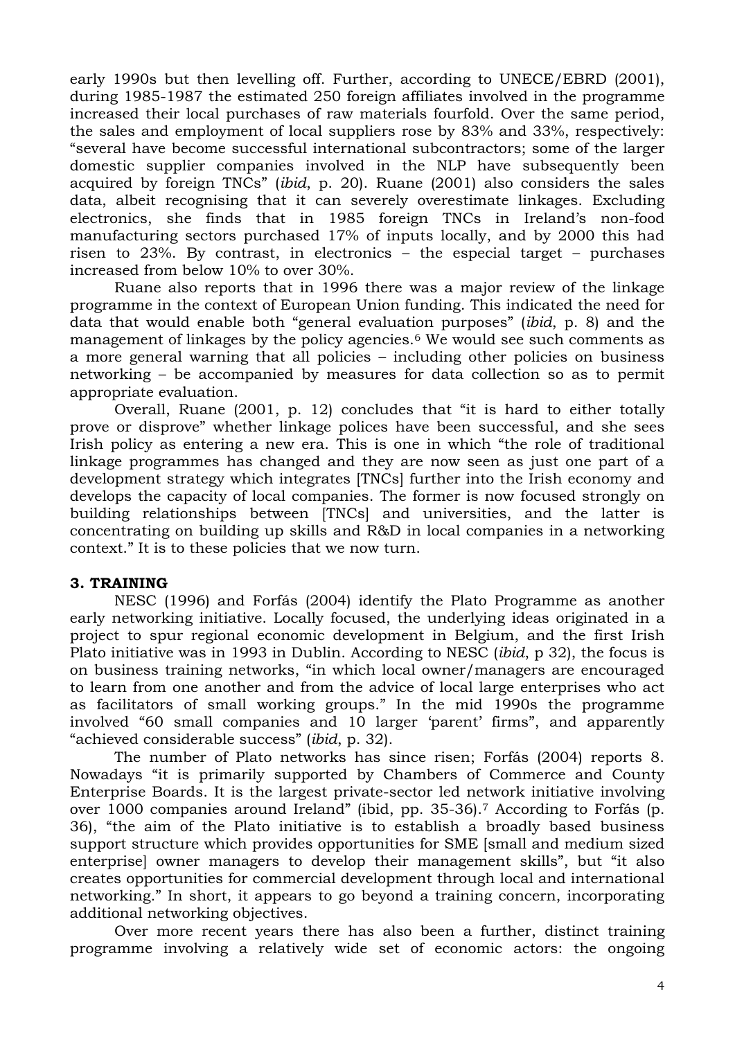early 1990s but then levelling off. Further, according to UNECE/EBRD (2001), during 1985-1987 the estimated 250 foreign affiliates involved in the programme increased their local purchases of raw materials fourfold. Over the same period, the sales and employment of local suppliers rose by 83% and 33%, respectively: "several have become successful international subcontractors; some of the larger domestic supplier companies involved in the NLP have subsequently been acquired by foreign TNCs" (*ibid*, p. 20). Ruane (2001) also considers the sales data, albeit recognising that it can severely overestimate linkages. Excluding electronics, she finds that in 1985 foreign TNCs in Ireland's non-food manufacturing sectors purchased 17% of inputs locally, and by 2000 this had risen to 23%. By contrast, in electronics – the especial target – purchases increased from below 10% to over 30%.

Ruane also reports that in 1996 there was a major review of the linkage programme in the context of European Union funding. This indicated the need for data that would enable both "general evaluation purposes" (*ibid*, p. 8) and the management of linkages by the policy agencies.[6] We would see such comments as a more general warning that all policies – including other policies on business networking – be accompanied by measures for data collection so as to permit appropriate evaluation.

Overall, Ruane (2001, p. 12) concludes that "it is hard to either totally prove or disprove" whether linkage polices have been successful, and she sees Irish policy as entering a new era. This is one in which "the role of traditional linkage programmes has changed and they are now seen as just one part of a development strategy which integrates [TNCs] further into the Irish economy and develops the capacity of local companies. The former is now focused strongly on building relationships between [TNCs] and universities, and the latter is concentrating on building up skills and R&D in local companies in a networking context." It is to these policies that we now turn.

## 3. TRAINING

NESC (1996) and Forfás (2004) identify the Plato Programme as another early networking initiative. Locally focused, the underlying ideas originated in a project to spur regional economic development in Belgium, and the first Irish Plato initiative was in 1993 in Dublin. According to NESC (*ibid*, p 32), the focus is on business training networks, "in which local owner/managers are encouraged to learn from one another and from the advice of local large enterprises who act as facilitators of small working groups." In the mid 1990s the programme involved "60 small companies and 10 larger 'parent' firms", and apparently "achieved considerable success" (*ibid*, p. 32).

The number of Plato networks has since risen; Forfás (2004) reports 8. Nowadays "it is primarily supported by Chambers of Commerce and County Enterprise Boards. It is the largest private-sector led network initiative involving over 1000 companies around Ireland" (ibid, pp. 35-36).[7] According to Forfás (p. 36), "the aim of the Plato initiative is to establish a broadly based business support structure which provides opportunities for SME [small and medium sized enterprise] owner managers to develop their management skills", but "it also creates opportunities for commercial development through local and international networking." In short, it appears to go beyond a training concern, incorporating additional networking objectives.

Over more recent years there has also been a further, distinct training programme involving a relatively wide set of economic actors: the ongoing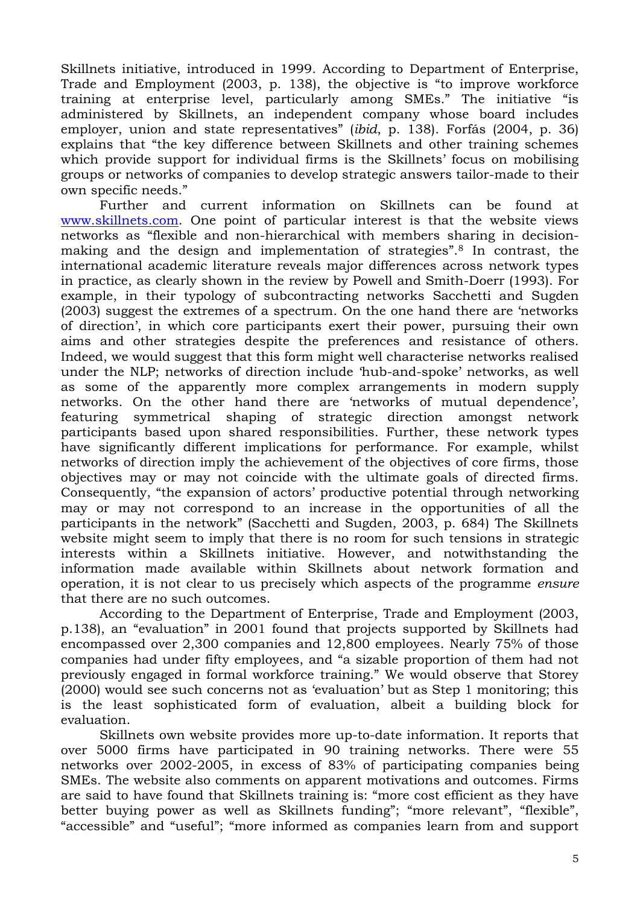Skillnets initiative, introduced in 1999. According to Department of Enterprise, Trade and Employment (2003, p. 138), the objective is "to improve workforce training at enterprise level, particularly among SMEs." The initiative "is administered by Skillnets, an independent company whose board includes employer, union and state representatives" (*ibid*, p. 138). Forfás (2004, p. 36) explains that "the key difference between Skillnets and other training schemes which provide support for individual firms is the Skillnets' focus on mobilising groups or networks of companies to develop strategic answers tailor-made to their own specific needs."

Further and current information on Skillnets can be found at www.skillnets.com. One point of particular interest is that the website views networks as "flexible and non-hierarchical with members sharing in decision-making and the design and implementation of strategies".[8] In contrast, the international academic literature reveals major differences across network types in practice, as clearly shown in the review by Powell and Smith-Doerr (1993). For example, in their typology of subcontracting networks Sacchetti and Sugden (2003) suggest the extremes of a spectrum. On the one hand there are 'networks of direction', in which core participants exert their power, pursuing their own aims and other strategies despite the preferences and resistance of others. Indeed, we would suggest that this form might well characterise networks realised under the NLP; networks of direction include 'hub-and-spoke' networks, as well as some of the apparently more complex arrangements in modern supply networks. On the other hand there are 'networks of mutual dependence', featuring symmetrical shaping of strategic direction amongst network participants based upon shared responsibilities. Further, these network types have significantly different implications for performance. For example, whilst networks of direction imply the achievement of the objectives of core firms, those objectives may or may not coincide with the ultimate goals of directed firms. Consequently, "the expansion of actors' productive potential through networking may or may not correspond to an increase in the opportunities of all the participants in the network" (Sacchetti and Sugden, 2003, p. 684) The Skillnets website might seem to imply that there is no room for such tensions in strategic interests within a Skillnets initiative. However, and notwithstanding the information made available within Skillnets about network formation and operation, it is not clear to us precisely which aspects of the programme *ensure* that there are no such outcomes.

According to the Department of Enterprise, Trade and Employment (2003, p.138), an "evaluation" in 2001 found that projects supported by Skillnets had encompassed over 2,300 companies and 12,800 employees. Nearly 75% of those companies had under fifty employees, and "a sizable proportion of them had not previously engaged in formal workforce training." We would observe that Storey (2000) would see such concerns not as 'evaluation' but as Step 1 monitoring; this is the least sophisticated form of evaluation, albeit a building block for evaluation.

Skillnets own website provides more up-to-date information. It reports that over 5000 firms have participated in 90 training networks. There were 55 networks over 2002-2005, in excess of 83% of participating companies being SMEs. The website also comments on apparent motivations and outcomes. Firms are said to have found that Skillnets training is: "more cost efficient as they have better buying power as well as Skillnets funding"; "more relevant", "flexible", "accessible" and "useful"; "more informed as companies learn from and support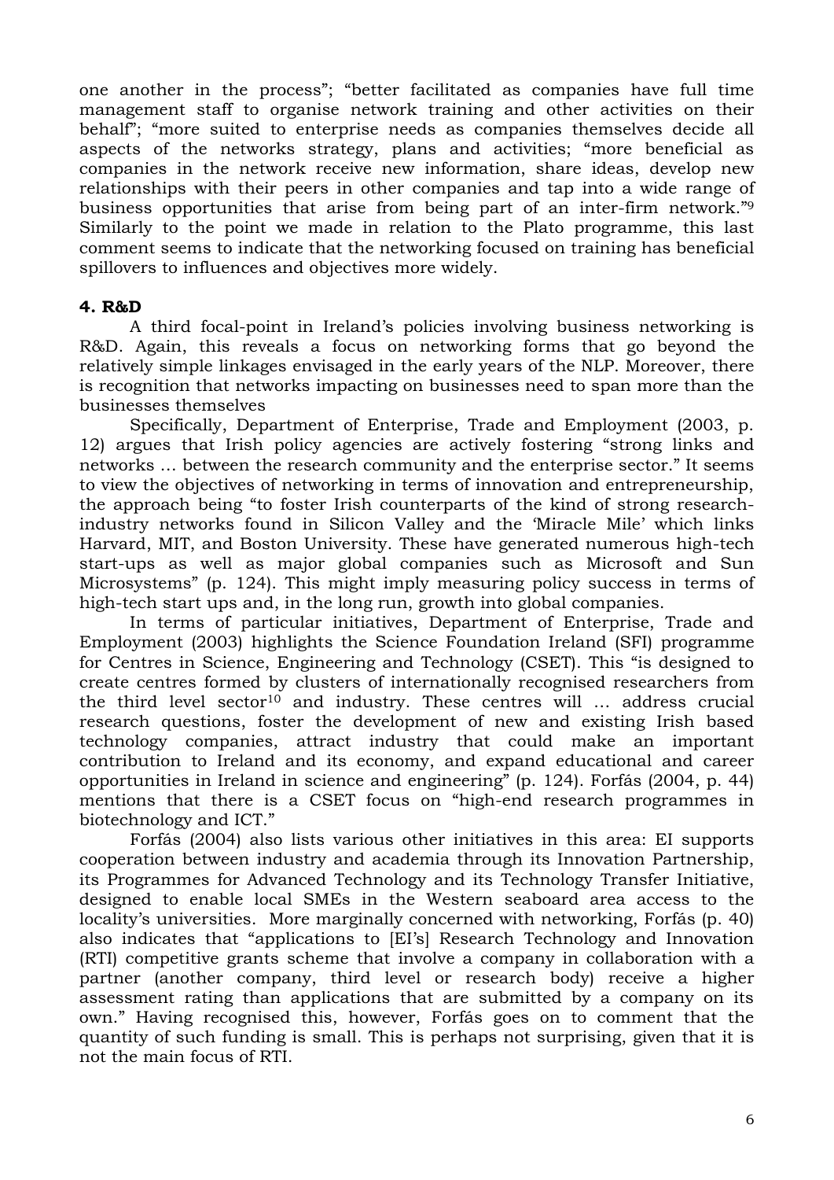one another in the process"; "better facilitated as companies have full time management staff to organise network training and other activities on their behalf"; "more suited to enterprise needs as companies themselves decide all aspects of the networks strategy, plans and activities; "more beneficial as companies in the network receive new information, share ideas, develop new relationships with their peers in other companies and tap into a wide range of business opportunities that arise from being part of an inter-firm network."[9] Similarly to the point we made in relation to the Plato programme, this last comment seems to indicate that the networking focused on training has beneficial spillovers to influences and objectives more widely.

**4. R&D**

A third focal-point in Ireland's policies involving business networking is R&D. Again, this reveals a focus on networking forms that go beyond the relatively simple linkages envisaged in the early years of the NLP. Moreover, there is recognition that networks impacting on businesses need to span more than the businesses themselves

Specifically, Department of Enterprise, Trade and Employment (2003, p. 12) argues that Irish policy agencies are actively fostering "strong links and networks … between the research community and the enterprise sector." It seems to view the objectives of networking in terms of innovation and entrepreneurship, the approach being "to foster Irish counterparts of the kind of strong research-industry networks found in Silicon Valley and the 'Miracle Mile' which links Harvard, MIT, and Boston University. These have generated numerous high-tech start-ups as well as major global companies such as Microsoft and Sun Microsystems" (p. 124). This might imply measuring policy success in terms of high-tech start ups and, in the long run, growth into global companies.

In terms of particular initiatives, Department of Enterprise, Trade and Employment (2003) highlights the Science Foundation Ireland (SFI) programme for Centres in Science, Engineering and Technology (CSET). This "is designed to create centres formed by clusters of internationally recognised researchers from the third level sector[10] and industry. These centres will … address crucial research questions, foster the development of new and existing Irish based technology companies, attract industry that could make an important contribution to Ireland and its economy, and expand educational and career opportunities in Ireland in science and engineering" (p. 124). Forfás (2004, p. 44) mentions that there is a CSET focus on "high-end research programmes in biotechnology and ICT."

Forfás (2004) also lists various other initiatives in this area: EI supports cooperation between industry and academia through its Innovation Partnership, its Programmes for Advanced Technology and its Technology Transfer Initiative, designed to enable local SMEs in the Western seaboard area access to the locality's universities. More marginally concerned with networking, Forfás (p. 40) also indicates that "applications to [EI's] Research Technology and Innovation (RTI) competitive grants scheme that involve a company in collaboration with a partner (another company, third level or research body) receive a higher assessment rating than applications that are submitted by a company on its own." Having recognised this, however, Forfás goes on to comment that the quantity of such funding is small. This is perhaps not surprising, given that it is not the main focus of RTI.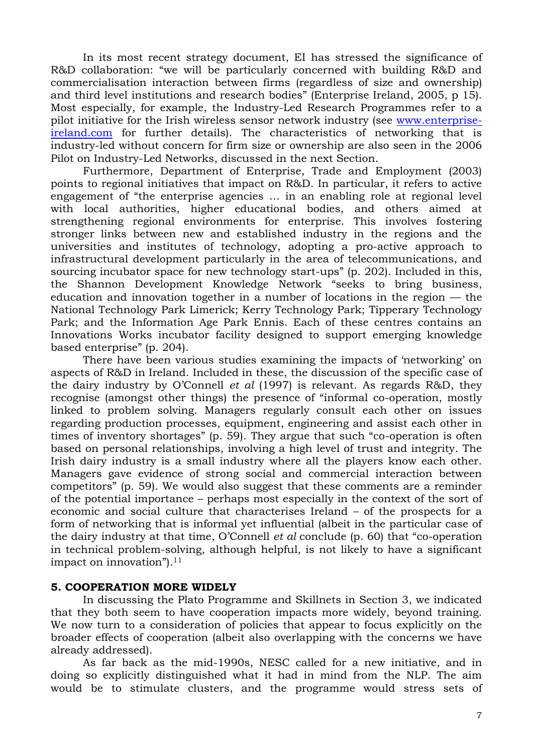In its most recent strategy document, EI has stressed the significance of R&D collaboration: "we will be particularly concerned with building R&D and commercialisation interaction between firms (regardless of size and ownership) and third level institutions and research bodies" (Enterprise Ireland, 2005, p 15). Most especially, for example, the Industry-Led Research Programmes refer to a pilot initiative for the Irish wireless sensor network industry (see www.enterprise-ireland.com for further details). The characteristics of networking that is industry-led without concern for firm size or ownership are also seen in the 2006 Pilot on Industry-Led Networks, discussed in the next Section.

Furthermore, Department of Enterprise, Trade and Employment (2003) points to regional initiatives that impact on R&D. In particular, it refers to active engagement of "the enterprise agencies … in an enabling role at regional level with local authorities, higher educational bodies, and others aimed at strengthening regional environments for enterprise. This involves fostering stronger links between new and established industry in the regions and the universities and institutes of technology, adopting a pro-active approach to infrastructural development particularly in the area of telecommunications, and sourcing incubator space for new technology start-ups" (p. 202). Included in this, the Shannon Development Knowledge Network "seeks to bring business, education and innovation together in a number of locations in the region — the National Technology Park Limerick; Kerry Technology Park; Tipperary Technology Park; and the Information Age Park Ennis. Each of these centres contains an Innovations Works incubator facility designed to support emerging knowledge based enterprise" (p. 204).

There have been various studies examining the impacts of 'networking' on aspects of R&D in Ireland. Included in these, the discussion of the specific case of the dairy industry by O'Connell *et al* (1997) is relevant. As regards R&D, they recognise (amongst other things) the presence of "informal co-operation, mostly linked to problem solving. Managers regularly consult each other on issues regarding production processes, equipment, engineering and assist each other in times of inventory shortages" (p. 59). They argue that such "co-operation is often based on personal relationships, involving a high level of trust and integrity. The Irish dairy industry is a small industry where all the players know each other. Managers gave evidence of strong social and commercial interaction between competitors" (p. 59). We would also suggest that these comments are a reminder of the potential importance – perhaps most especially in the context of the sort of economic and social culture that characterises Ireland – of the prospects for a form of networking that is informal yet influential (albeit in the particular case of the dairy industry at that time, O'Connell *et al* conclude (p. 60) that "co-operation in technical problem-solving, although helpful, is not likely to have a significant impact on innovation").[11]

## 5. COOPERATION MORE WIDELY

In discussing the Plato Programme and Skillnets in Section 3, we indicated that they both seem to have cooperation impacts more widely, beyond training. We now turn to a consideration of policies that appear to focus explicitly on the broader effects of cooperation (albeit also overlapping with the concerns we have already addressed).

As far back as the mid-1990s, NESC called for a new initiative, and in doing so explicitly distinguished what it had in mind from the NLP. The aim would be to stimulate clusters, and the programme would stress sets of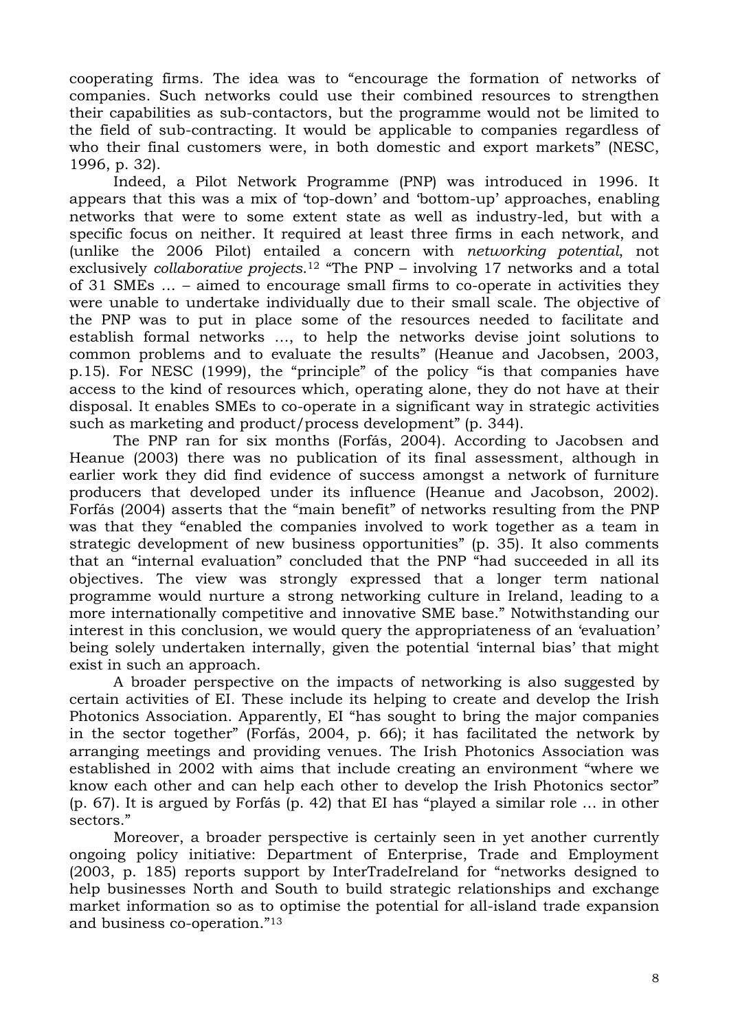cooperating firms. The idea was to "encourage the formation of networks of companies. Such networks could use their combined resources to strengthen their capabilities as sub-contactors, but the programme would not be limited to the field of sub-contracting. It would be applicable to companies regardless of who their final customers were, in both domestic and export markets" (NESC, 1996, p. 32).

Indeed, a Pilot Network Programme (PNP) was introduced in 1996. It appears that this was a mix of 'top-down' and 'bottom-up' approaches, enabling networks that were to some extent state as well as industry-led, but with a specific focus on neither. It required at least three firms in each network, and (unlike the 2006 Pilot) entailed a concern with *networking potential*, not exclusively *collaborative projects*.[12] "The PNP – involving 17 networks and a total of 31 SMEs … – aimed to encourage small firms to co-operate in activities they were unable to undertake individually due to their small scale. The objective of the PNP was to put in place some of the resources needed to facilitate and establish formal networks …, to help the networks devise joint solutions to common problems and to evaluate the results" (Heanue and Jacobsen, 2003, p.15). For NESC (1999), the "principle" of the policy "is that companies have access to the kind of resources which, operating alone, they do not have at their disposal. It enables SMEs to co-operate in a significant way in strategic activities such as marketing and product/process development" (p. 344).

The PNP ran for six months (Forfás, 2004). According to Jacobsen and Heanue (2003) there was no publication of its final assessment, although in earlier work they did find evidence of success amongst a network of furniture producers that developed under its influence (Heanue and Jacobson, 2002). Forfás (2004) asserts that the "main benefit" of networks resulting from the PNP was that they "enabled the companies involved to work together as a team in strategic development of new business opportunities" (p. 35). It also comments that an "internal evaluation" concluded that the PNP "had succeeded in all its objectives. The view was strongly expressed that a longer term national programme would nurture a strong networking culture in Ireland, leading to a more internationally competitive and innovative SME base." Notwithstanding our interest in this conclusion, we would query the appropriateness of an 'evaluation' being solely undertaken internally, given the potential 'internal bias' that might exist in such an approach.

A broader perspective on the impacts of networking is also suggested by certain activities of EI. These include its helping to create and develop the Irish Photonics Association. Apparently, EI "has sought to bring the major companies in the sector together" (Forfás, 2004, p. 66); it has facilitated the network by arranging meetings and providing venues. The Irish Photonics Association was established in 2002 with aims that include creating an environment "where we know each other and can help each other to develop the Irish Photonics sector" (p. 67). It is argued by Forfás (p. 42) that EI has "played a similar role … in other sectors."

Moreover, a broader perspective is certainly seen in yet another currently ongoing policy initiative: Department of Enterprise, Trade and Employment (2003, p. 185) reports support by InterTradeIreland for "networks designed to help businesses North and South to build strategic relationships and exchange market information so as to optimise the potential for all-island trade expansion and business co-operation."[13]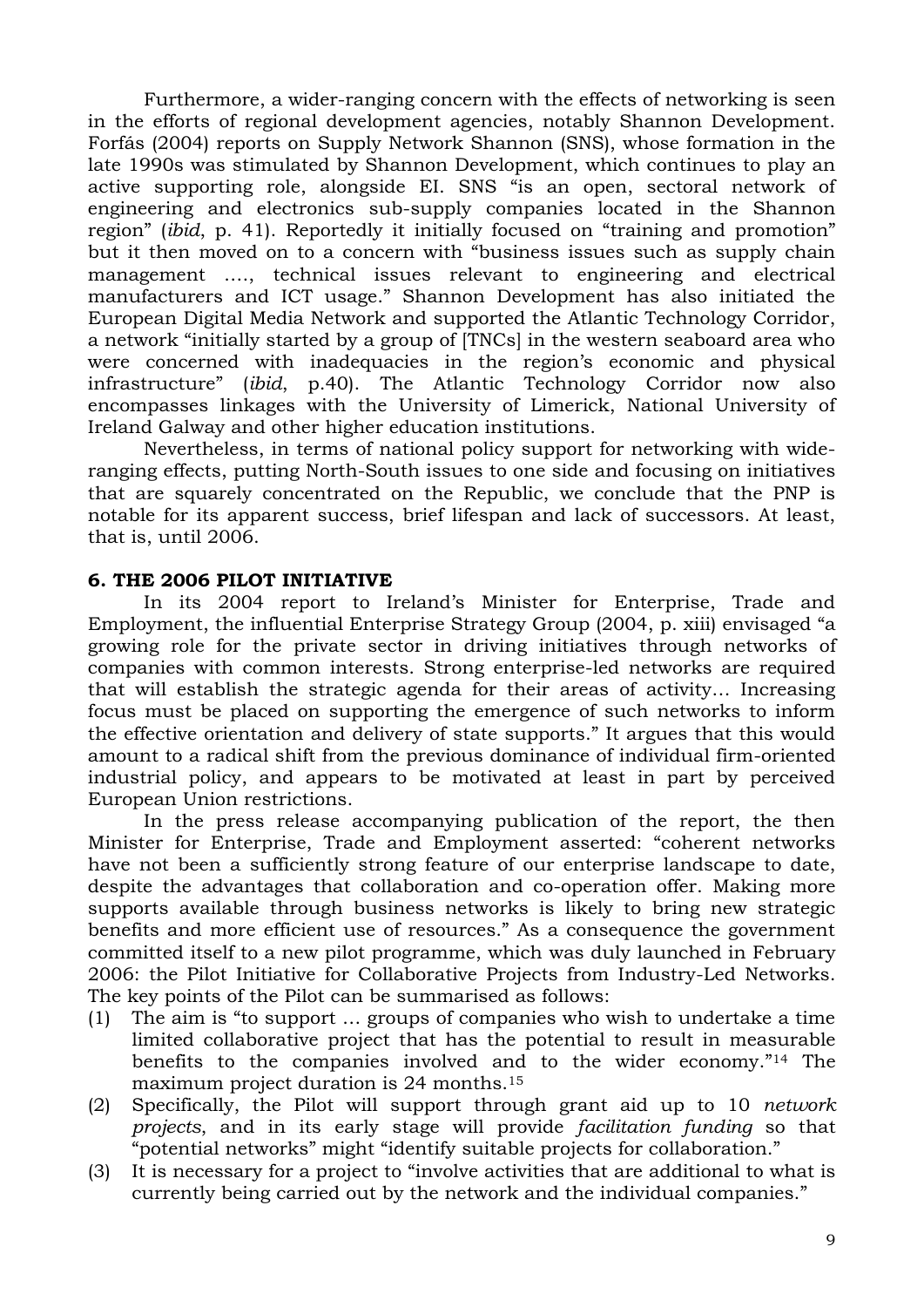Furthermore, a wider-ranging concern with the effects of networking is seen in the efforts of regional development agencies, notably Shannon Development. Forfás (2004) reports on Supply Network Shannon (SNS), whose formation in the late 1990s was stimulated by Shannon Development, which continues to play an active supporting role, alongside EI. SNS "is an open, sectoral network of engineering and electronics sub-supply companies located in the Shannon region" (*ibid*, p. 41). Reportedly it initially focused on "training and promotion" but it then moved on to a concern with "business issues such as supply chain management …., technical issues relevant to engineering and electrical manufacturers and ICT usage." Shannon Development has also initiated the European Digital Media Network and supported the Atlantic Technology Corridor, a network "initially started by a group of [TNCs] in the western seaboard area who were concerned with inadequacies in the region's economic and physical infrastructure" (*ibid*, p.40). The Atlantic Technology Corridor now also encompasses linkages with the University of Limerick, National University of Ireland Galway and other higher education institutions.

Nevertheless, in terms of national policy support for networking with wide-ranging effects, putting North-South issues to one side and focusing on initiatives that are squarely concentrated on the Republic, we conclude that the PNP is notable for its apparent success, brief lifespan and lack of successors. At least, that is, until 2006.

## 6. THE 2006 PILOT INITIATIVE

In its 2004 report to Ireland's Minister for Enterprise, Trade and Employment, the influential Enterprise Strategy Group (2004, p. xiii) envisaged "a growing role for the private sector in driving initiatives through networks of companies with common interests. Strong enterprise-led networks are required that will establish the strategic agenda for their areas of activity… Increasing focus must be placed on supporting the emergence of such networks to inform the effective orientation and delivery of state supports." It argues that this would amount to a radical shift from the previous dominance of individual firm-oriented industrial policy, and appears to be motivated at least in part by perceived European Union restrictions.

In the press release accompanying publication of the report, the then Minister for Enterprise, Trade and Employment asserted: "coherent networks have not been a sufficiently strong feature of our enterprise landscape to date, despite the advantages that collaboration and co-operation offer. Making more supports available through business networks is likely to bring new strategic benefits and more efficient use of resources." As a consequence the government committed itself to a new pilot programme, which was duly launched in February 2006: the Pilot Initiative for Collaborative Projects from Industry-Led Networks. The key points of the Pilot can be summarised as follows:

(1) The aim is "to support … groups of companies who wish to undertake a time limited collaborative project that has the potential to result in measurable benefits to the companies involved and to the wider economy."[14] The maximum project duration is 24 months.[15]

(2) Specifically, the Pilot will support through grant aid up to 10 *network projects*, and in its early stage will provide *facilitation funding* so that "potential networks" might "identify suitable projects for collaboration."

(3) It is necessary for a project to "involve activities that are additional to what is currently being carried out by the network and the individual companies."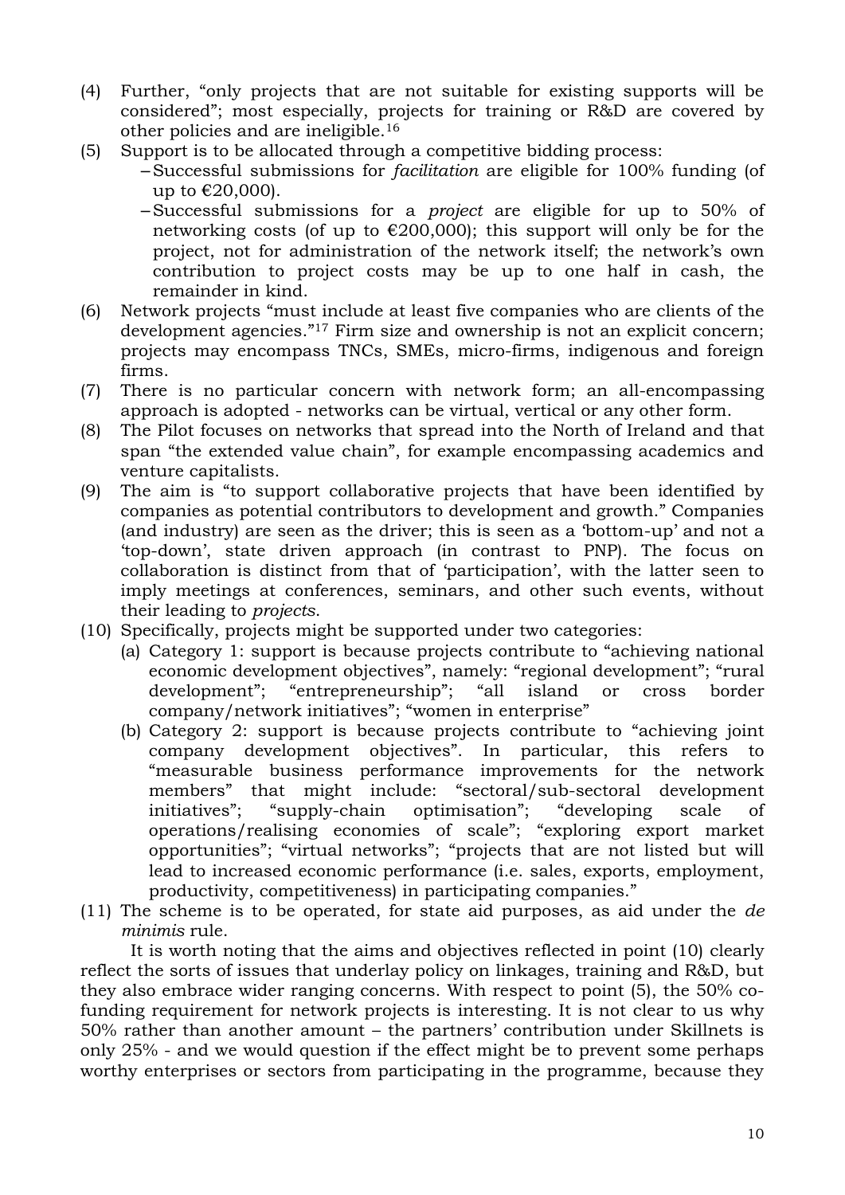(4) Further, "only projects that are not suitable for existing supports will be considered"; most especially, projects for training or R&D are covered by other policies and are ineligible.[16]

(5) Support is to be allocated through a competitive bidding process:
   - Successful submissions for *facilitation* are eligible for 100% funding (of up to €20,000).
   - Successful submissions for a *project* are eligible for up to 50% of networking costs (of up to €200,000); this support will only be for the project, not for administration of the network itself; the network's own contribution to project costs may be up to one half in cash, the remainder in kind.

(6) Network projects "must include at least five companies who are clients of the development agencies."[17] Firm size and ownership is not an explicit concern; projects may encompass TNCs, SMEs, micro-firms, indigenous and foreign firms.

(7) There is no particular concern with network form; an all-encompassing approach is adopted - networks can be virtual, vertical or any other form.

(8) The Pilot focuses on networks that spread into the North of Ireland and that span "the extended value chain", for example encompassing academics and venture capitalists.

(9) The aim is "to support collaborative projects that have been identified by companies as potential contributors to development and growth." Companies (and industry) are seen as the driver; this is seen as a 'bottom-up' and not a 'top-down', state driven approach (in contrast to PNP). The focus on collaboration is distinct from that of 'participation', with the latter seen to imply meetings at conferences, seminars, and other such events, without their leading to *projects*.

(10) Specifically, projects might be supported under two categories:
   (a) Category 1: support is because projects contribute to "achieving national economic development objectives", namely: "regional development"; "rural development"; "entrepreneurship"; "all island or cross border company/network initiatives"; "women in enterprise"
   (b) Category 2: support is because projects contribute to "achieving joint company development objectives". In particular, this refers to "measurable business performance improvements for the network members" that might include: "sectoral/sub-sectoral development initiatives"; "supply-chain optimisation"; "developing scale of operations/realising economies of scale"; "exploring export market opportunities"; "virtual networks"; "projects that are not listed but will lead to increased economic performance (i.e. sales, exports, employment, productivity, competitiveness) in participating companies."

(11) The scheme is to be operated, for state aid purposes, as aid under the *de minimis* rule.

It is worth noting that the aims and objectives reflected in point (10) clearly reflect the sorts of issues that underlay policy on linkages, training and R&D, but they also embrace wider ranging concerns. With respect to point (5), the 50% co-funding requirement for network projects is interesting. It is not clear to us why 50% rather than another amount – the partners' contribution under Skillnets is only 25% - and we would question if the effect might be to prevent some perhaps worthy enterprises or sectors from participating in the programme, because they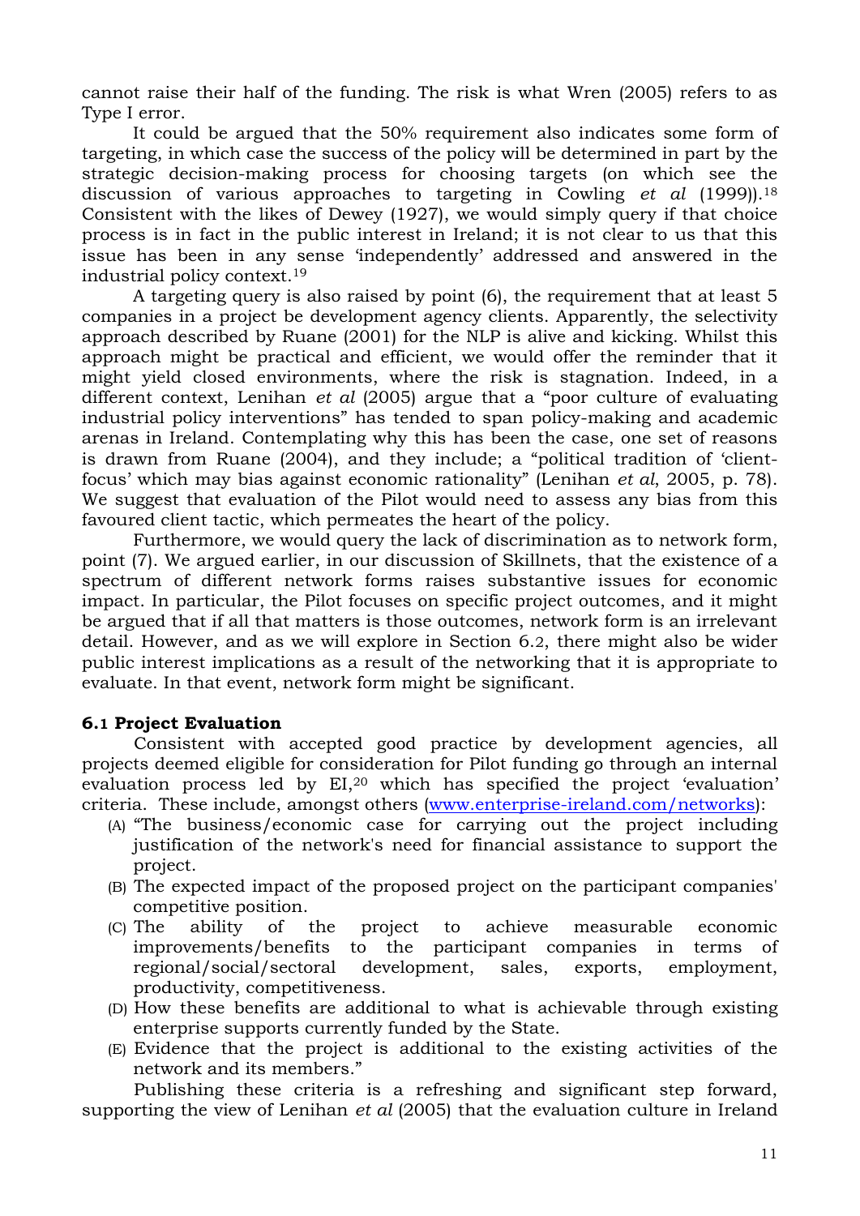cannot raise their half of the funding. The risk is what Wren (2005) refers to as Type I error.

It could be argued that the 50% requirement also indicates some form of targeting, in which case the success of the policy will be determined in part by the strategic decision-making process for choosing targets (on which see the discussion of various approaches to targeting in Cowling *et al* (1999)).[18] Consistent with the likes of Dewey (1927), we would simply query if that choice process is in fact in the public interest in Ireland; it is not clear to us that this issue has been in any sense 'independently' addressed and answered in the industrial policy context.[19]

A targeting query is also raised by point (6), the requirement that at least 5 companies in a project be development agency clients. Apparently, the selectivity approach described by Ruane (2001) for the NLP is alive and kicking. Whilst this approach might be practical and efficient, we would offer the reminder that it might yield closed environments, where the risk is stagnation. Indeed, in a different context, Lenihan *et al* (2005) argue that a "poor culture of evaluating industrial policy interventions" has tended to span policy-making and academic arenas in Ireland. Contemplating why this has been the case, one set of reasons is drawn from Ruane (2004), and they include; a "political tradition of 'client-focus' which may bias against economic rationality" (Lenihan *et al*, 2005, p. 78). We suggest that evaluation of the Pilot would need to assess any bias from this favoured client tactic, which permeates the heart of the policy.

Furthermore, we would query the lack of discrimination as to network form, point (7). We argued earlier, in our discussion of Skillnets, that the existence of a spectrum of different network forms raises substantive issues for economic impact. In particular, the Pilot focuses on specific project outcomes, and it might be argued that if all that matters is those outcomes, network form is an irrelevant detail. However, and as we will explore in Section 6.2, there might also be wider public interest implications as a result of the networking that it is appropriate to evaluate. In that event, network form might be significant.

### 6.1 Project Evaluation

Consistent with accepted good practice by development agencies, all projects deemed eligible for consideration for Pilot funding go through an internal evaluation process led by EI,[20] which has specified the project 'evaluation' criteria. These include, amongst others (www.enterprise-ireland.com/networks):

(A) "The business/economic case for carrying out the project including justification of the network's need for financial assistance to support the project.

(B) The expected impact of the proposed project on the participant companies' competitive position.

(C) The ability of the project to achieve measurable economic improvements/benefits to the participant companies in terms of regional/social/sectoral development, sales, exports, employment, productivity, competitiveness.

(D) How these benefits are additional to what is achievable through existing enterprise supports currently funded by the State.

(E) Evidence that the project is additional to the existing activities of the network and its members."

Publishing these criteria is a refreshing and significant step forward, supporting the view of Lenihan *et al* (2005) that the evaluation culture in Ireland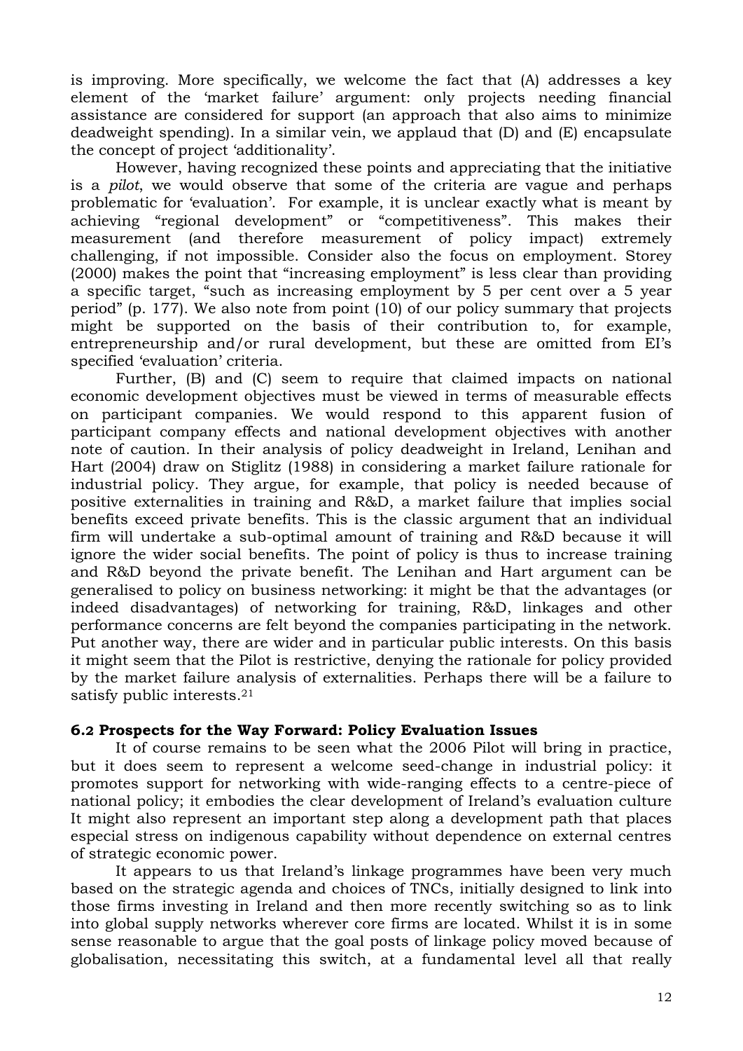is improving. More specifically, we welcome the fact that (A) addresses a key element of the 'market failure' argument: only projects needing financial assistance are considered for support (an approach that also aims to minimize deadweight spending). In a similar vein, we applaud that (D) and (E) encapsulate the concept of project 'additionality'.

However, having recognized these points and appreciating that the initiative is a *pilot*, we would observe that some of the criteria are vague and perhaps problematic for 'evaluation'. For example, it is unclear exactly what is meant by achieving "regional development" or "competitiveness". This makes their measurement (and therefore measurement of policy impact) extremely challenging, if not impossible. Consider also the focus on employment. Storey (2000) makes the point that "increasing employment" is less clear than providing a specific target, "such as increasing employment by 5 per cent over a 5 year period" (p. 177). We also note from point (10) of our policy summary that projects might be supported on the basis of their contribution to, for example, entrepreneurship and/or rural development, but these are omitted from EI's specified 'evaluation' criteria.

Further, (B) and (C) seem to require that claimed impacts on national economic development objectives must be viewed in terms of measurable effects on participant companies. We would respond to this apparent fusion of participant company effects and national development objectives with another note of caution. In their analysis of policy deadweight in Ireland, Lenihan and Hart (2004) draw on Stiglitz (1988) in considering a market failure rationale for industrial policy. They argue, for example, that policy is needed because of positive externalities in training and R&D, a market failure that implies social benefits exceed private benefits. This is the classic argument that an individual firm will undertake a sub-optimal amount of training and R&D because it will ignore the wider social benefits. The point of policy is thus to increase training and R&D beyond the private benefit. The Lenihan and Hart argument can be generalised to policy on business networking: it might be that the advantages (or indeed disadvantages) of networking for training, R&D, linkages and other performance concerns are felt beyond the companies participating in the network. Put another way, there are wider and in particular public interests. On this basis it might seem that the Pilot is restrictive, denying the rationale for policy provided by the market failure analysis of externalities. Perhaps there will be a failure to satisfy public interests.[21]

### 6.2 Prospects for the Way Forward: Policy Evaluation Issues

It of course remains to be seen what the 2006 Pilot will bring in practice, but it does seem to represent a welcome seed-change in industrial policy: it promotes support for networking with wide-ranging effects to a centre-piece of national policy; it embodies the clear development of Ireland's evaluation culture It might also represent an important step along a development path that places especial stress on indigenous capability without dependence on external centres of strategic economic power.

It appears to us that Ireland's linkage programmes have been very much based on the strategic agenda and choices of TNCs, initially designed to link into those firms investing in Ireland and then more recently switching so as to link into global supply networks wherever core firms are located. Whilst it is in some sense reasonable to argue that the goal posts of linkage policy moved because of globalisation, necessitating this switch, at a fundamental level all that really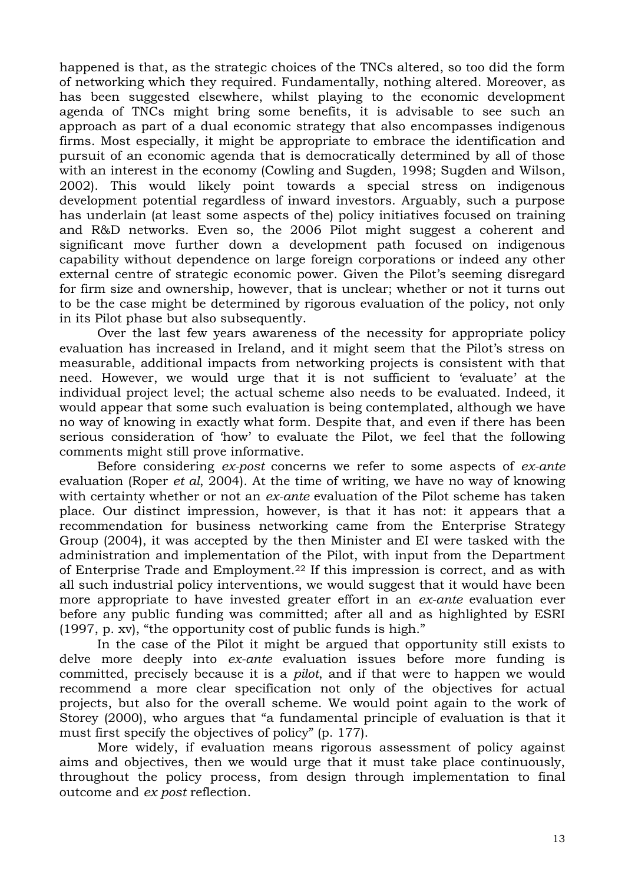happened is that, as the strategic choices of the TNCs altered, so too did the form of networking which they required. Fundamentally, nothing altered. Moreover, as has been suggested elsewhere, whilst playing to the economic development agenda of TNCs might bring some benefits, it is advisable to see such an approach as part of a dual economic strategy that also encompasses indigenous firms. Most especially, it might be appropriate to embrace the identification and pursuit of an economic agenda that is democratically determined by all of those with an interest in the economy (Cowling and Sugden, 1998; Sugden and Wilson, 2002). This would likely point towards a special stress on indigenous development potential regardless of inward investors. Arguably, such a purpose has underlain (at least some aspects of the) policy initiatives focused on training and R&D networks. Even so, the 2006 Pilot might suggest a coherent and significant move further down a development path focused on indigenous capability without dependence on large foreign corporations or indeed any other external centre of strategic economic power. Given the Pilot's seeming disregard for firm size and ownership, however, that is unclear; whether or not it turns out to be the case might be determined by rigorous evaluation of the policy, not only in its Pilot phase but also subsequently.

Over the last few years awareness of the necessity for appropriate policy evaluation has increased in Ireland, and it might seem that the Pilot's stress on measurable, additional impacts from networking projects is consistent with that need. However, we would urge that it is not sufficient to 'evaluate' at the individual project level; the actual scheme also needs to be evaluated. Indeed, it would appear that some such evaluation is being contemplated, although we have no way of knowing in exactly what form. Despite that, and even if there has been serious consideration of 'how' to evaluate the Pilot, we feel that the following comments might still prove informative.

Before considering *ex-post* concerns we refer to some aspects of *ex-ante* evaluation (Roper *et al*, 2004). At the time of writing, we have no way of knowing with certainty whether or not an *ex-ante* evaluation of the Pilot scheme has taken place. Our distinct impression, however, is that it has not: it appears that a recommendation for business networking came from the Enterprise Strategy Group (2004), it was accepted by the then Minister and EI were tasked with the administration and implementation of the Pilot, with input from the Department of Enterprise Trade and Employment.[22] If this impression is correct, and as with all such industrial policy interventions, we would suggest that it would have been more appropriate to have invested greater effort in an *ex-ante* evaluation ever before any public funding was committed; after all and as highlighted by ESRI (1997, p. xv), "the opportunity cost of public funds is high."

In the case of the Pilot it might be argued that opportunity still exists to delve more deeply into *ex-ante* evaluation issues before more funding is committed, precisely because it is a *pilot*, and if that were to happen we would recommend a more clear specification not only of the objectives for actual projects, but also for the overall scheme. We would point again to the work of Storey (2000), who argues that "a fundamental principle of evaluation is that it must first specify the objectives of policy" (p. 177).

More widely, if evaluation means rigorous assessment of policy against aims and objectives, then we would urge that it must take place continuously, throughout the policy process, from design through implementation to final outcome and *ex post* reflection.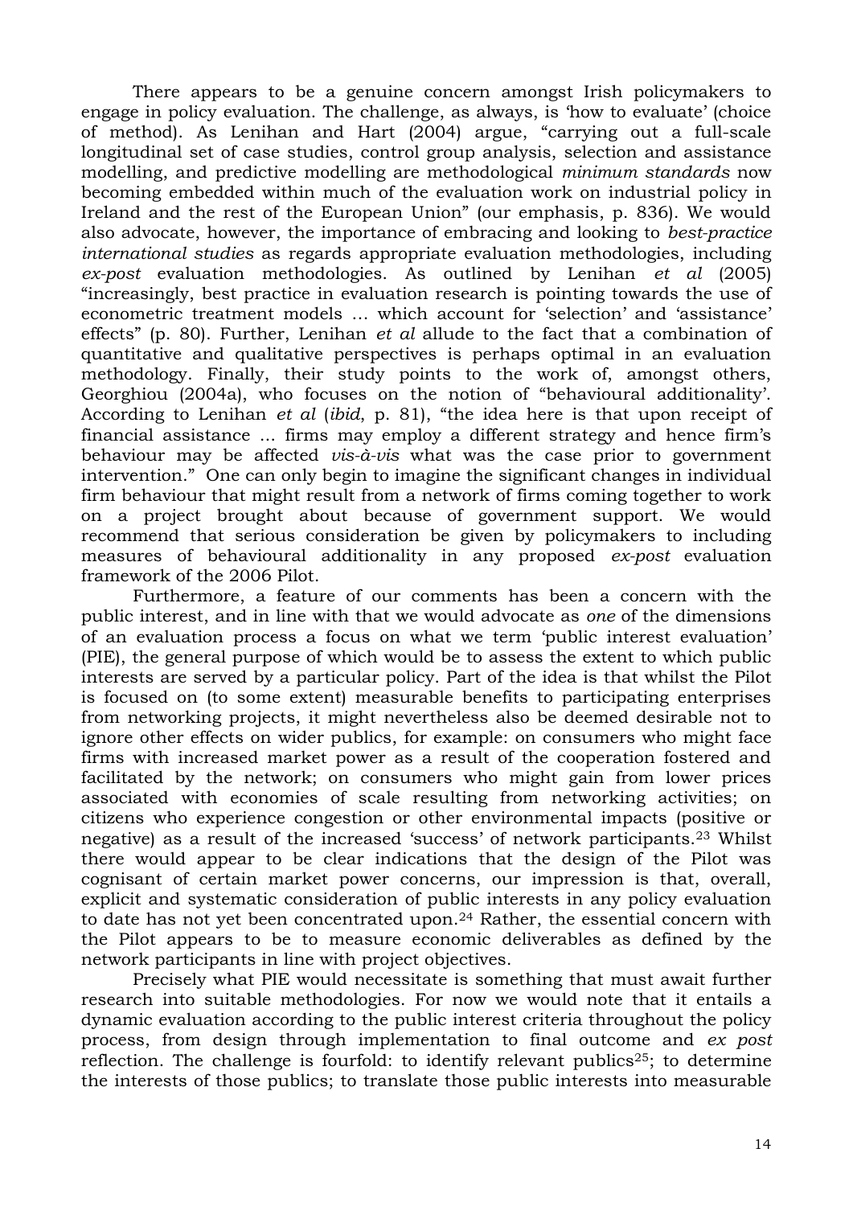There appears to be a genuine concern amongst Irish policymakers to engage in policy evaluation. The challenge, as always, is 'how to evaluate' (choice of method). As Lenihan and Hart (2004) argue, "carrying out a full-scale longitudinal set of case studies, control group analysis, selection and assistance modelling, and predictive modelling are methodological *minimum standards* now becoming embedded within much of the evaluation work on industrial policy in Ireland and the rest of the European Union" (our emphasis, p. 836). We would also advocate, however, the importance of embracing and looking to *best-practice international studies* as regards appropriate evaluation methodologies, including *ex-post* evaluation methodologies. As outlined by Lenihan *et al* (2005) "increasingly, best practice in evaluation research is pointing towards the use of econometric treatment models … which account for 'selection' and 'assistance' effects" (p. 80). Further, Lenihan *et al* allude to the fact that a combination of quantitative and qualitative perspectives is perhaps optimal in an evaluation methodology. Finally, their study points to the work of, amongst others, Georghiou (2004a), who focuses on the notion of "behavioural additionality'. According to Lenihan *et al* (*ibid*, p. 81), "the idea here is that upon receipt of financial assistance ... firms may employ a different strategy and hence firm's behaviour may be affected *vis-à-vis* what was the case prior to government intervention." One can only begin to imagine the significant changes in individual firm behaviour that might result from a network of firms coming together to work on a project brought about because of government support. We would recommend that serious consideration be given by policymakers to including measures of behavioural additionality in any proposed *ex-post* evaluation framework of the 2006 Pilot.

Furthermore, a feature of our comments has been a concern with the public interest, and in line with that we would advocate as *one* of the dimensions of an evaluation process a focus on what we term 'public interest evaluation' (PIE), the general purpose of which would be to assess the extent to which public interests are served by a particular policy. Part of the idea is that whilst the Pilot is focused on (to some extent) measurable benefits to participating enterprises from networking projects, it might nevertheless also be deemed desirable not to ignore other effects on wider publics, for example: on consumers who might face firms with increased market power as a result of the cooperation fostered and facilitated by the network; on consumers who might gain from lower prices associated with economies of scale resulting from networking activities; on citizens who experience congestion or other environmental impacts (positive or negative) as a result of the increased 'success' of network participants.[23] Whilst there would appear to be clear indications that the design of the Pilot was cognisant of certain market power concerns, our impression is that, overall, explicit and systematic consideration of public interests in any policy evaluation to date has not yet been concentrated upon.[24] Rather, the essential concern with the Pilot appears to be to measure economic deliverables as defined by the network participants in line with project objectives.

Precisely what PIE would necessitate is something that must await further research into suitable methodologies. For now we would note that it entails a dynamic evaluation according to the public interest criteria throughout the policy process, from design through implementation to final outcome and *ex post* reflection. The challenge is fourfold: to identify relevant publics[25]; to determine the interests of those publics; to translate those public interests into measurable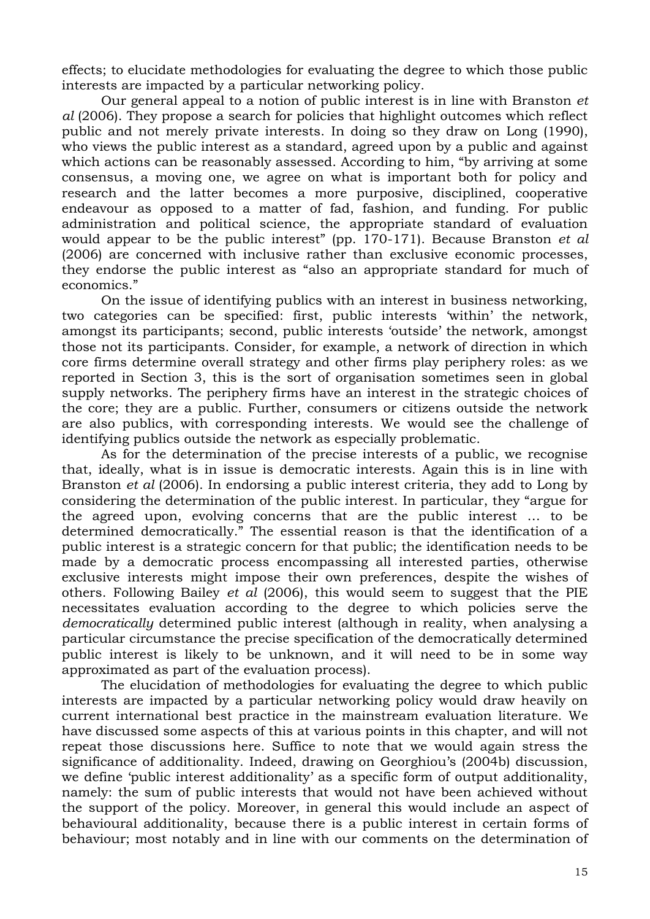effects; to elucidate methodologies for evaluating the degree to which those public interests are impacted by a particular networking policy.

Our general appeal to a notion of public interest is in line with Branston *et al* (2006). They propose a search for policies that highlight outcomes which reflect public and not merely private interests. In doing so they draw on Long (1990), who views the public interest as a standard, agreed upon by a public and against which actions can be reasonably assessed. According to him, "by arriving at some consensus, a moving one, we agree on what is important both for policy and research and the latter becomes a more purposive, disciplined, cooperative endeavour as opposed to a matter of fad, fashion, and funding. For public administration and political science, the appropriate standard of evaluation would appear to be the public interest" (pp. 170-171). Because Branston *et al* (2006) are concerned with inclusive rather than exclusive economic processes, they endorse the public interest as "also an appropriate standard for much of economics."

On the issue of identifying publics with an interest in business networking, two categories can be specified: first, public interests 'within' the network, amongst its participants; second, public interests 'outside' the network, amongst those not its participants. Consider, for example, a network of direction in which core firms determine overall strategy and other firms play periphery roles: as we reported in Section 3, this is the sort of organisation sometimes seen in global supply networks. The periphery firms have an interest in the strategic choices of the core; they are a public. Further, consumers or citizens outside the network are also publics, with corresponding interests. We would see the challenge of identifying publics outside the network as especially problematic.

As for the determination of the precise interests of a public, we recognise that, ideally, what is in issue is democratic interests. Again this is in line with Branston *et al* (2006). In endorsing a public interest criteria, they add to Long by considering the determination of the public interest. In particular, they "argue for the agreed upon, evolving concerns that are the public interest … to be determined democratically." The essential reason is that the identification of a public interest is a strategic concern for that public; the identification needs to be made by a democratic process encompassing all interested parties, otherwise exclusive interests might impose their own preferences, despite the wishes of others. Following Bailey *et al* (2006), this would seem to suggest that the PIE necessitates evaluation according to the degree to which policies serve the *democratically* determined public interest (although in reality, when analysing a particular circumstance the precise specification of the democratically determined public interest is likely to be unknown, and it will need to be in some way approximated as part of the evaluation process).

The elucidation of methodologies for evaluating the degree to which public interests are impacted by a particular networking policy would draw heavily on current international best practice in the mainstream evaluation literature. We have discussed some aspects of this at various points in this chapter, and will not repeat those discussions here. Suffice to note that we would again stress the significance of additionality. Indeed, drawing on Georghiou's (2004b) discussion, we define 'public interest additionality' as a specific form of output additionality, namely: the sum of public interests that would not have been achieved without the support of the policy. Moreover, in general this would include an aspect of behavioural additionality, because there is a public interest in certain forms of behaviour; most notably and in line with our comments on the determination of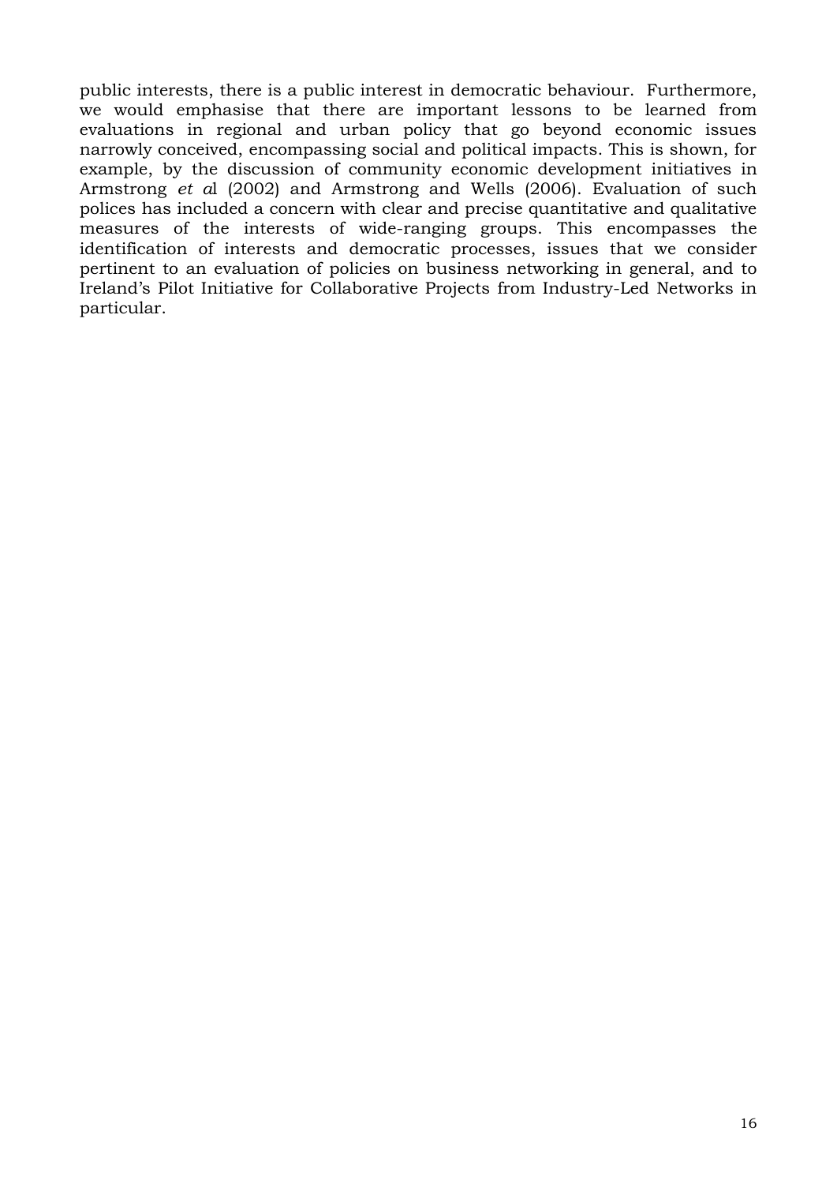public interests, there is a public interest in democratic behaviour. Furthermore, we would emphasise that there are important lessons to be learned from evaluations in regional and urban policy that go beyond economic issues narrowly conceived, encompassing social and political impacts. This is shown, for example, by the discussion of community economic development initiatives in Armstrong *et a*l (2002) and Armstrong and Wells (2006). Evaluation of such polices has included a concern with clear and precise quantitative and qualitative measures of the interests of wide-ranging groups. This encompasses the identification of interests and democratic processes, issues that we consider pertinent to an evaluation of policies on business networking in general, and to Ireland's Pilot Initiative for Collaborative Projects from Industry-Led Networks in particular.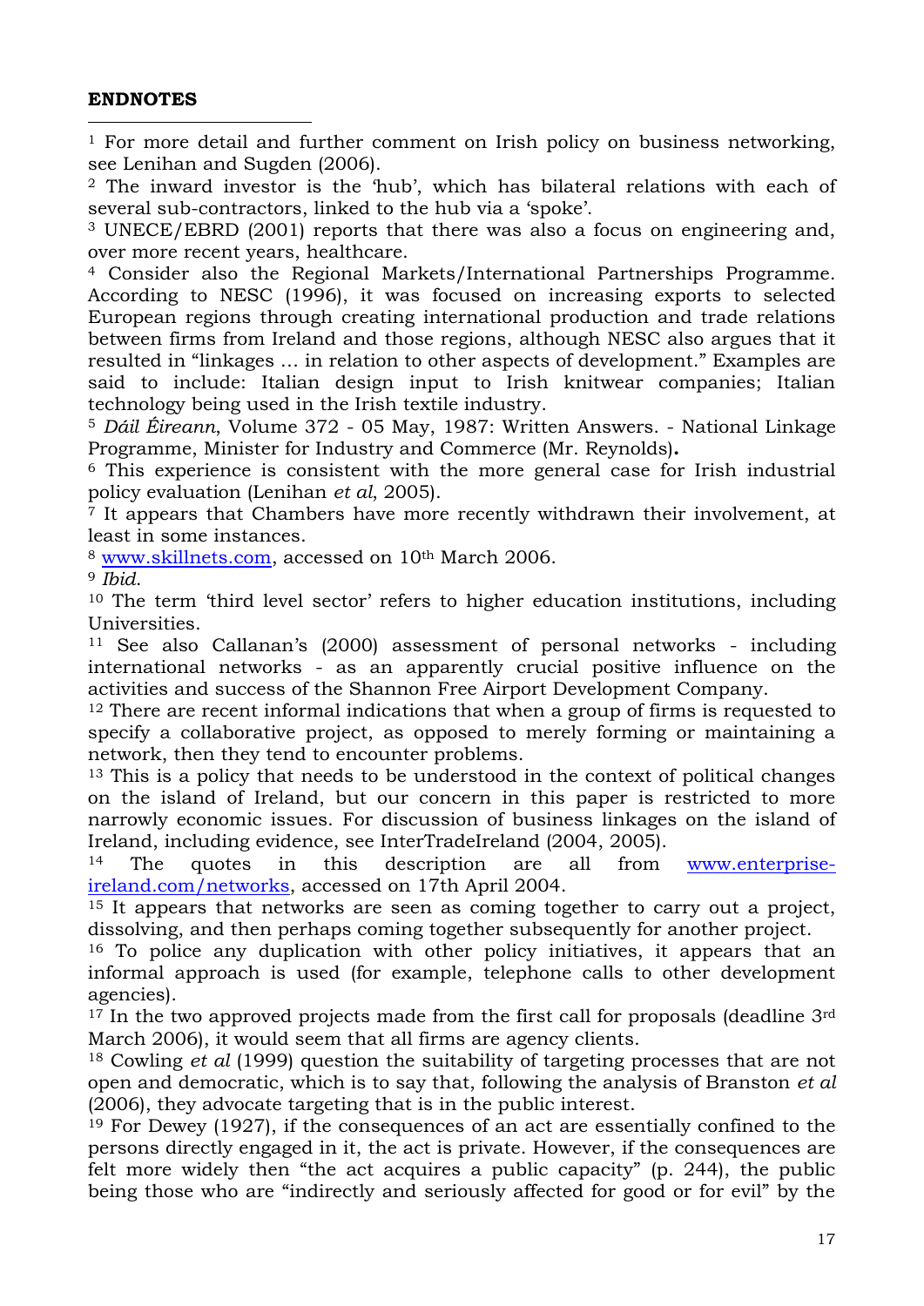**ENDNOTES**

[1] For more detail and further comment on Irish policy on business networking, see Lenihan and Sugden (2006).

[2] The inward investor is the 'hub', which has bilateral relations with each of several sub-contractors, linked to the hub via a 'spoke'.

[3] UNECE/EBRD (2001) reports that there was also a focus on engineering and, over more recent years, healthcare.

[4] Consider also the Regional Markets/International Partnerships Programme. According to NESC (1996), it was focused on increasing exports to selected European regions through creating international production and trade relations between firms from Ireland and those regions, although NESC also argues that it resulted in "linkages … in relation to other aspects of development." Examples are said to include: Italian design input to Irish knitwear companies; Italian technology being used in the Irish textile industry.

[5] *Dáil Éireann*, Volume 372 - 05 May, 1987: Written Answers. - National Linkage Programme, Minister for Industry and Commerce (Mr. Reynolds)**.**

[6] This experience is consistent with the more general case for Irish industrial policy evaluation (Lenihan *et al*, 2005).

[7] It appears that Chambers have more recently withdrawn their involvement, at least in some instances.

[8] www.skillnets.com, accessed on 10th March 2006.

[9] *Ibid.*

[10] The term 'third level sector' refers to higher education institutions, including Universities.

[11] See also Callanan's (2000) assessment of personal networks - including international networks - as an apparently crucial positive influence on the activities and success of the Shannon Free Airport Development Company.

[12] There are recent informal indications that when a group of firms is requested to specify a collaborative project, as opposed to merely forming or maintaining a network, then they tend to encounter problems.

[13] This is a policy that needs to be understood in the context of political changes on the island of Ireland, but our concern in this paper is restricted to more narrowly economic issues. For discussion of business linkages on the island of Ireland, including evidence, see InterTradeIreland (2004, 2005).

[14] The quotes in this description are all from www.enterprise-ireland.com/networks, accessed on 17th April 2004.

[15] It appears that networks are seen as coming together to carry out a project, dissolving, and then perhaps coming together subsequently for another project.

[16] To police any duplication with other policy initiatives, it appears that an informal approach is used (for example, telephone calls to other development agencies).

[17] In the two approved projects made from the first call for proposals (deadline 3rd March 2006), it would seem that all firms are agency clients.

[18] Cowling *et al* (1999) question the suitability of targeting processes that are not open and democratic, which is to say that, following the analysis of Branston *et al* (2006), they advocate targeting that is in the public interest.

[19] For Dewey (1927), if the consequences of an act are essentially confined to the persons directly engaged in it, the act is private. However, if the consequences are felt more widely then "the act acquires a public capacity" (p. 244), the public being those who are "indirectly and seriously affected for good or for evil" by the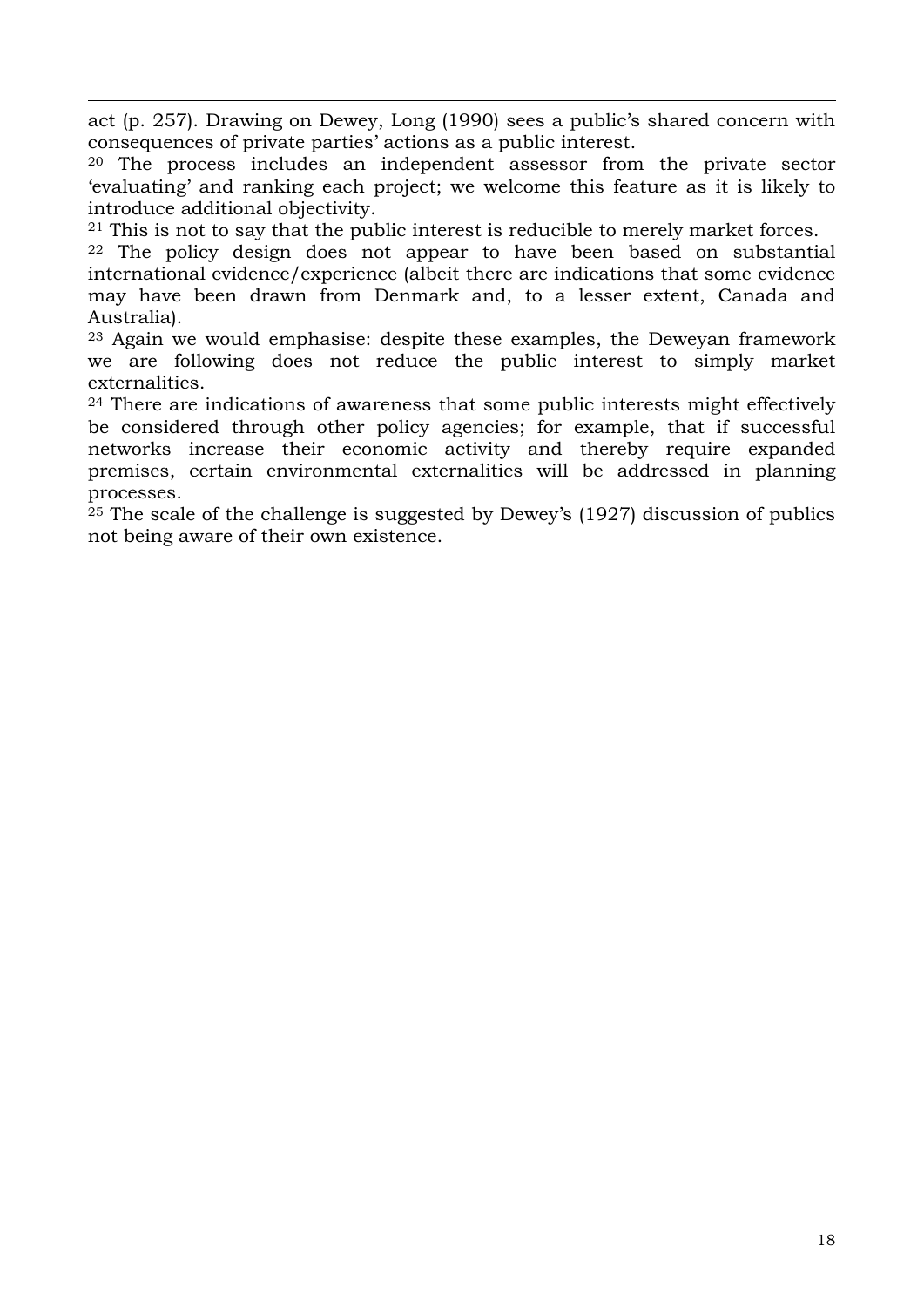act (p. 257). Drawing on Dewey, Long (1990) sees a public's shared concern with consequences of private parties' actions as a public interest.

[20] The process includes an independent assessor from the private sector 'evaluating' and ranking each project; we welcome this feature as it is likely to introduce additional objectivity.

[21] This is not to say that the public interest is reducible to merely market forces.

[22] The policy design does not appear to have been based on substantial international evidence/experience (albeit there are indications that some evidence may have been drawn from Denmark and, to a lesser extent, Canada and Australia).

[23] Again we would emphasise: despite these examples, the Deweyan framework we are following does not reduce the public interest to simply market externalities.

[24] There are indications of awareness that some public interests might effectively be considered through other policy agencies; for example, that if successful networks increase their economic activity and thereby require expanded premises, certain environmental externalities will be addressed in planning processes.

[25] The scale of the challenge is suggested by Dewey's (1927) discussion of publics not being aware of their own existence.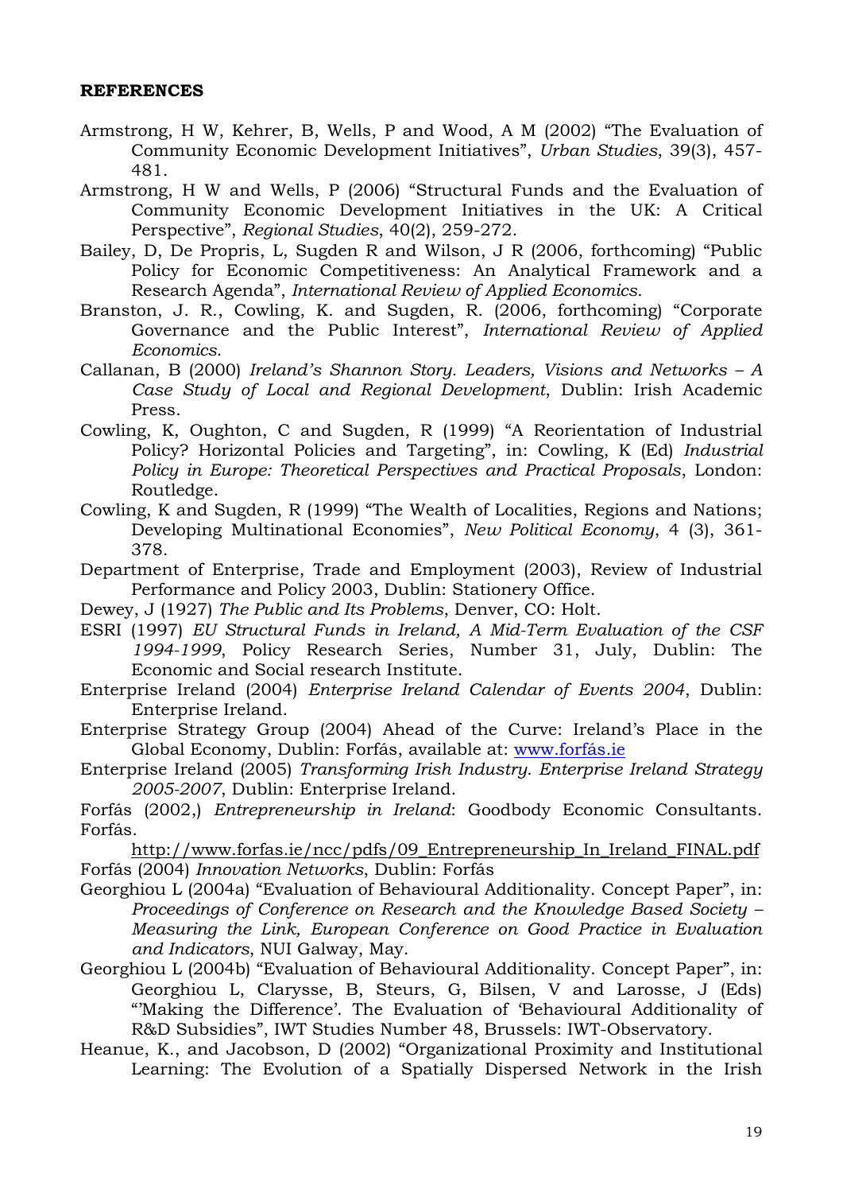**REFERENCES**

Armstrong, H W, Kehrer, B, Wells, P and Wood, A M (2002) "The Evaluation of Community Economic Development Initiatives", *Urban Studies*, 39(3), 457-481.

Armstrong, H W and Wells, P (2006) "Structural Funds and the Evaluation of Community Economic Development Initiatives in the UK: A Critical Perspective", *Regional Studies*, 40(2), 259-272.

Bailey, D, De Propris, L, Sugden R and Wilson, J R (2006, forthcoming) "Public Policy for Economic Competitiveness: An Analytical Framework and a Research Agenda", *International Review of Applied Economics*.

Branston, J. R., Cowling, K. and Sugden, R. (2006, forthcoming) "Corporate Governance and the Public Interest", *International Review of Applied Economics*.

Callanan, B (2000) *Ireland's Shannon Story. Leaders, Visions and Networks – A Case Study of Local and Regional Development*, Dublin: Irish Academic Press.

Cowling, K, Oughton, C and Sugden, R (1999) "A Reorientation of Industrial Policy? Horizontal Policies and Targeting", in: Cowling, K (Ed) *Industrial Policy in Europe: Theoretical Perspectives and Practical Proposals*, London: Routledge.

Cowling, K and Sugden, R (1999) "The Wealth of Localities, Regions and Nations; Developing Multinational Economies", *New Political Economy*, 4 (3), 361-378.

Department of Enterprise, Trade and Employment (2003), Review of Industrial Performance and Policy 2003, Dublin: Stationery Office.

Dewey, J (1927) *The Public and Its Problems*, Denver, CO: Holt.

ESRI (1997) *EU Structural Funds in Ireland, A Mid-Term Evaluation of the CSF 1994-1999*, Policy Research Series, Number 31, July, Dublin: The Economic and Social research Institute.

Enterprise Ireland (2004) *Enterprise Ireland Calendar of Events 2004*, Dublin: Enterprise Ireland.

Enterprise Strategy Group (2004) Ahead of the Curve: Ireland's Place in the Global Economy, Dublin: Forfás, available at: www.forfás.ie

Enterprise Ireland (2005) *Transforming Irish Industry. Enterprise Ireland Strategy 2005-2007*, Dublin: Enterprise Ireland.

Forfás (2002,) *Entrepreneurship in Ireland*: Goodbody Economic Consultants. Forfás. http://www.forfas.ie/ncc/pdfs/09_Entrepreneurship_In_Ireland_FINAL.pdf

Forfás (2004) *Innovation Networks*, Dublin: Forfás

Georghiou L (2004a) "Evaluation of Behavioural Additionality. Concept Paper", in: *Proceedings of Conference on Research and the Knowledge Based Society – Measuring the Link, European Conference on Good Practice in Evaluation and Indicators*, NUI Galway, May.

Georghiou L (2004b) "Evaluation of Behavioural Additionality. Concept Paper", in: Georghiou L, Clarysse, B, Steurs, G, Bilsen, V and Larosse, J (Eds) "'Making the Difference'. The Evaluation of 'Behavioural Additionality of R&D Subsidies", IWT Studies Number 48, Brussels: IWT-Observatory.

Heanue, K., and Jacobson, D (2002) "Organizational Proximity and Institutional Learning: The Evolution of a Spatially Dispersed Network in the Irish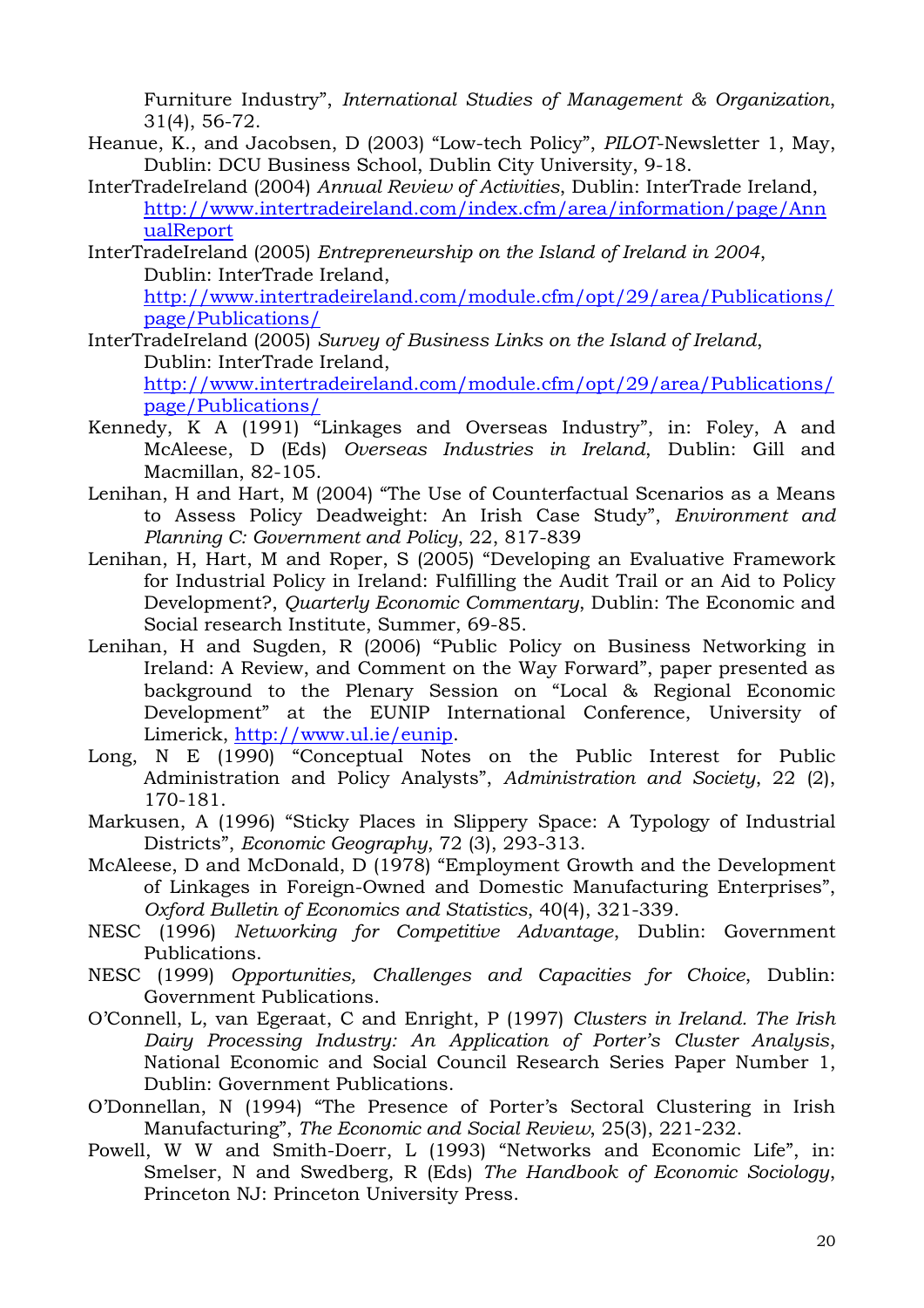Furniture Industry", *International Studies of Management & Organization*, 31(4), 56-72.

Heanue, K., and Jacobsen, D (2003) "Low-tech Policy", *PILOT*-Newsletter 1, May, Dublin: DCU Business School, Dublin City University, 9-18.

InterTradeIreland (2004) *Annual Review of Activities*, Dublin: InterTrade Ireland, http://www.intertradeireland.com/index.cfm/area/information/page/AnnualReport

InterTradeIreland (2005) *Entrepreneurship on the Island of Ireland in 2004*, Dublin: InterTrade Ireland, http://www.intertradeireland.com/module.cfm/opt/29/area/Publications/page/Publications/

InterTradeIreland (2005) *Survey of Business Links on the Island of Ireland*, Dublin: InterTrade Ireland, http://www.intertradeireland.com/module.cfm/opt/29/area/Publications/page/Publications/

Kennedy, K A (1991) "Linkages and Overseas Industry", in: Foley, A and McAleese, D (Eds) *Overseas Industries in Ireland*, Dublin: Gill and Macmillan, 82-105.

Lenihan, H and Hart, M (2004) "The Use of Counterfactual Scenarios as a Means to Assess Policy Deadweight: An Irish Case Study", *Environment and Planning C: Government and Policy*, 22, 817-839

Lenihan, H, Hart, M and Roper, S (2005) "Developing an Evaluative Framework for Industrial Policy in Ireland: Fulfilling the Audit Trail or an Aid to Policy Development?, *Quarterly Economic Commentary*, Dublin: The Economic and Social research Institute, Summer, 69-85.

Lenihan, H and Sugden, R (2006) "Public Policy on Business Networking in Ireland: A Review, and Comment on the Way Forward", paper presented as background to the Plenary Session on "Local & Regional Economic Development" at the EUNIP International Conference, University of Limerick, http://www.ul.ie/eunip.

Long, N E (1990) "Conceptual Notes on the Public Interest for Public Administration and Policy Analysts", *Administration and Society*, 22 (2), 170-181.

Markusen, A (1996) "Sticky Places in Slippery Space: A Typology of Industrial Districts", *Economic Geography*, 72 (3), 293-313.

McAleese, D and McDonald, D (1978) "Employment Growth and the Development of Linkages in Foreign-Owned and Domestic Manufacturing Enterprises", *Oxford Bulletin of Economics and Statistics*, 40(4), 321-339.

NESC (1996) *Networking for Competitive Advantage*, Dublin: Government Publications.

NESC (1999) *Opportunities, Challenges and Capacities for Choice*, Dublin: Government Publications.

O'Connell, L, van Egeraat, C and Enright, P (1997) *Clusters in Ireland. The Irish Dairy Processing Industry: An Application of Porter's Cluster Analysis*, National Economic and Social Council Research Series Paper Number 1, Dublin: Government Publications.

O'Donnellan, N (1994) "The Presence of Porter's Sectoral Clustering in Irish Manufacturing", *The Economic and Social Review*, 25(3), 221-232.

Powell, W W and Smith-Doerr, L (1993) "Networks and Economic Life", in: Smelser, N and Swedberg, R (Eds) *The Handbook of Economic Sociology*, Princeton NJ: Princeton University Press.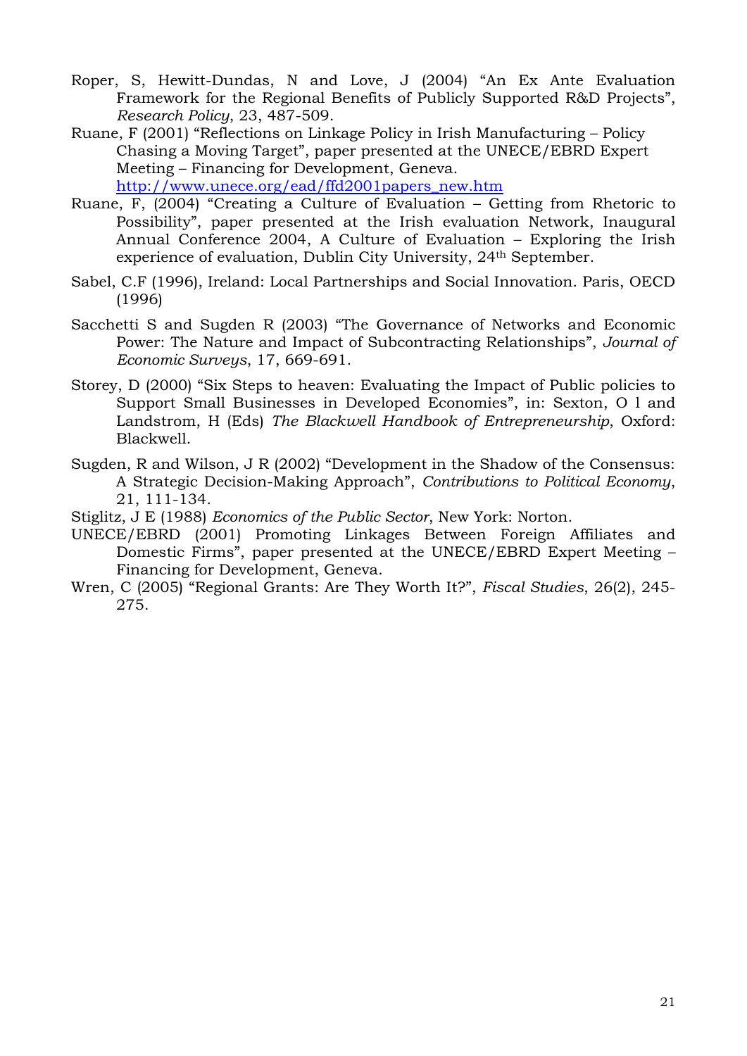Roper, S, Hewitt-Dundas, N and Love, J (2004) "An Ex Ante Evaluation Framework for the Regional Benefits of Publicly Supported R&D Projects", *Research Policy*, 23, 487-509.

Ruane, F (2001) "Reflections on Linkage Policy in Irish Manufacturing – Policy Chasing a Moving Target", paper presented at the UNECE/EBRD Expert Meeting – Financing for Development, Geneva. http://www.unece.org/ead/ffd2001papers_new.htm

Ruane, F, (2004) "Creating a Culture of Evaluation – Getting from Rhetoric to Possibility", paper presented at the Irish evaluation Network, Inaugural Annual Conference 2004, A Culture of Evaluation – Exploring the Irish experience of evaluation, Dublin City University, 24th September.

Sabel, C.F (1996), Ireland: Local Partnerships and Social Innovation. Paris, OECD (1996)

Sacchetti S and Sugden R (2003) "The Governance of Networks and Economic Power: The Nature and Impact of Subcontracting Relationships", *Journal of Economic Surveys*, 17, 669-691.

Storey, D (2000) "Six Steps to heaven: Evaluating the Impact of Public policies to Support Small Businesses in Developed Economies", in: Sexton, O l and Landstrom, H (Eds) *The Blackwell Handbook of Entrepreneurship*, Oxford: Blackwell.

Sugden, R and Wilson, J R (2002) "Development in the Shadow of the Consensus: A Strategic Decision-Making Approach", *Contributions to Political Economy*, 21, 111-134.

Stiglitz, J E (1988) *Economics of the Public Sector*, New York: Norton.

UNECE/EBRD (2001) Promoting Linkages Between Foreign Affiliates and Domestic Firms", paper presented at the UNECE/EBRD Expert Meeting – Financing for Development, Geneva.

Wren, C (2005) "Regional Grants: Are They Worth It?", *Fiscal Studies*, 26(2), 245-275.